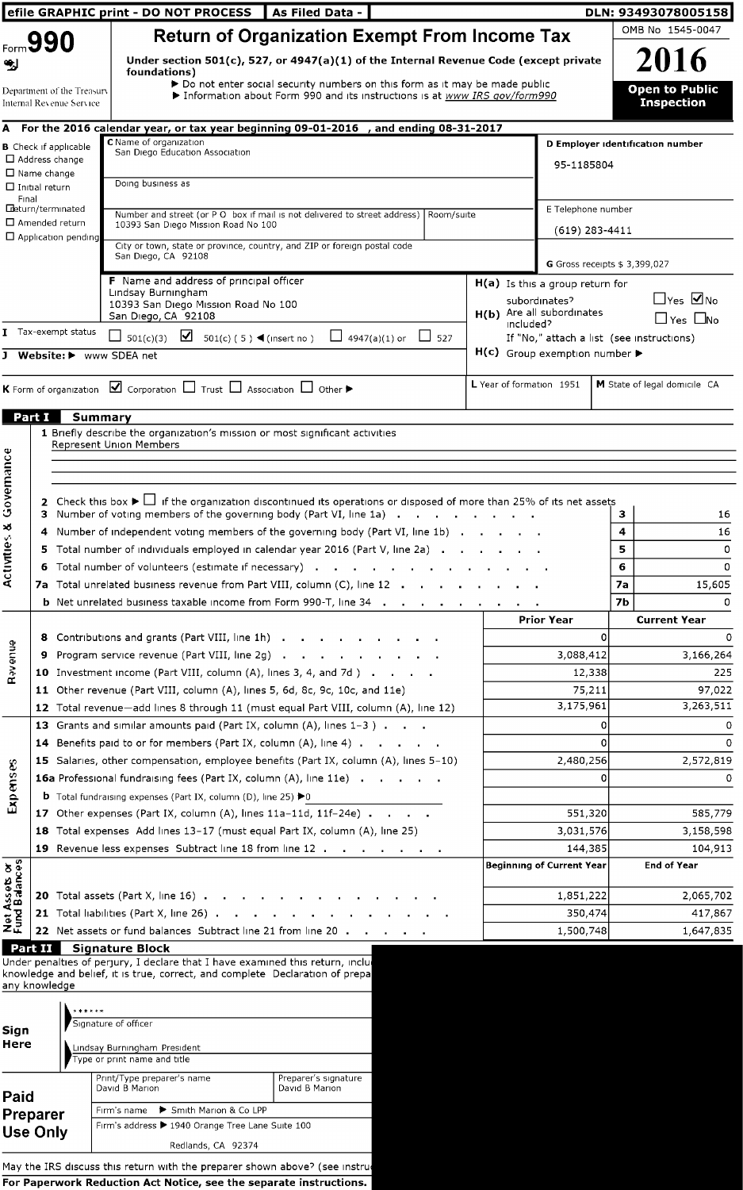efile GRAPHIC print - DO NOT PROCESS | As Filed Data - | DLN: 93493078005158

Form **990**

# Return of Organization Exempt From Income Tax

OMB No 1545-0047

**2016**

**Open to Public Inspection**

Under section 501(c), 527, or 4947(a)(1) of the Internal Revenue Code (except private foundations)

▶ Do not enter social security numbers on this form as it may be made public

▶ Information about Form 990 and its instructions is at www IRS gov/form990

Department of the Treasury
Internal Revenue Service

**A** For the 2016 calendar year, or tax year beginning 09-01-2016 , and ending 08-31-2017

**B** Check if applicable
- ☐ Address change
- ☐ Name change
- ☐ Initial return
- ☐ Final return/terminated
- ☐ Amended return
- ☐ Application pending

**C** Name of organization
San Diego Education Association

Doing business as

Number and street (or P O box if mail is not delivered to street address) 10393 San Diego Mission Road No 100 | Room/suite

City or town, state or province, country, and ZIP or foreign postal code
San Diego, CA 92108

**D** Employer identification number
95-1185804

**E** Telephone number
(619) 283-4411

**G** Gross receipts $ 3,399,027

**F** Name and address of principal officer
Lindsay Burningham
10393 San Diego Mission Road No 100
San Diego, CA 92108

**H(a)** Is this a group return for subordinates? ☐ Yes ☑ No

**H(b)** Are all subordinates included? ☐ Yes ☐ No

If "No," attach a list (see instructions)

**H(c)** Group exemption number ▶

**I** Tax-exempt status ☐ 501(c)(3) ☑ 501(c) ( 5 ) ◀ (insert no ) ☐ 4947(a)(1) or ☐ 527

**J** Website: ▶ www SDEA net

**K** Form of organization ☑ Corporation ☐ Trust ☐ Association ☐ Other ▶

**L** Year of formation 1951

**M** State of legal domicile CA

## Part I Summary

**Activities & Governance**

1 Briefly describe the organization's mission or most significant activities
Represent Union Members

2 Check this box ▶ ☐ if the organization discontinued its operations or disposed of more than 25% of its net assets

| | | | |
|---|---|---|---|
| 3 | Number of voting members of the governing body (Part VI, line 1a) | 3 | 16 |
| 4 | Number of independent voting members of the governing body (Part VI, line 1b) | 4 | 16 |
| 5 | Total number of individuals employed in calendar year 2016 (Part V, line 2a) | 5 | 0 |
| 6 | Total number of volunteers (estimate if necessary) | 6 | 0 |
| 7a | Total unrelated business revenue from Part VIII, column (C), line 12 | 7a | 15,605 |
| b | Net unrelated business taxable income from Form 990-T, line 34 | 7b | 0 |

| | | Prior Year | Current Year |
|---|---|---|---|
| **Revenue** | | | |
| 8 | Contributions and grants (Part VIII, line 1h) | 0 | 0 |
| 9 | Program service revenue (Part VIII, line 2g) | 3,088,412 | 3,166,264 |
| 10 | Investment income (Part VIII, column (A), lines 3, 4, and 7d ) | 12,338 | 225 |
| 11 | Other revenue (Part VIII, column (A), lines 5, 6d, 8c, 9c, 10c, and 11e) | 75,211 | 97,022 |
| 12 | Total revenue—add lines 8 through 11 (must equal Part VIII, column (A), line 12) | 3,175,961 | 3,263,511 |
| **Expenses** | | | |
| 13 | Grants and similar amounts paid (Part IX, column (A), lines 1–3 ) | 0 | 0 |
| 14 | Benefits paid to or for members (Part IX, column (A), line 4) | 0 | 0 |
| 15 | Salaries, other compensation, employee benefits (Part IX, column (A), lines 5–10) | 2,480,256 | 2,572,819 |
| 16a | Professional fundraising fees (Part IX, column (A), line 11e) | 0 | 0 |
| b | Total fundraising expenses (Part IX, column (D), line 25) ▶0 | | |
| 17 | Other expenses (Part IX, column (A), lines 11a–11d, 11f–24e) | 551,320 | 585,779 |
| 18 | Total expenses Add lines 13–17 (must equal Part IX, column (A), line 25) | 3,031,576 | 3,158,598 |
| 19 | Revenue less expenses Subtract line 18 from line 12 | 144,385 | 104,913 |

| | | Beginning of Current Year | End of Year |
|---|---|---|---|
| **Net Assets or Fund Balances** | | | |
| 20 | Total assets (Part X, line 16) | 1,851,222 | 2,065,702 |
| 21 | Total liabilities (Part X, line 26) | 350,474 | 417,867 |
| 22 | Net assets or fund balances Subtract line 21 from line 20 | 1,500,748 | 1,647,835 |

## Part II Signature Block

Under penalties of perjury, I declare that I have examined this return, inclu knowledge and belief, it is true, correct, and complete Declaration of prepa any knowledge

**Sign Here**

******
Signature of officer

Lindsay Burningham President
Type or print name and title

**Paid Preparer Use Only**

Print/Type preparer's name: David B Marion | Preparer's signature: David B Marion

Firm's name ▶ Smith Marion & Co LPP

Firm's address ▶ 1940 Orange Tree Lane Suite 100
Redlands, CA 92374

May the IRS discuss this return with the preparer shown above? (see instru

For Paperwork Reduction Act Notice, see the separate instructions.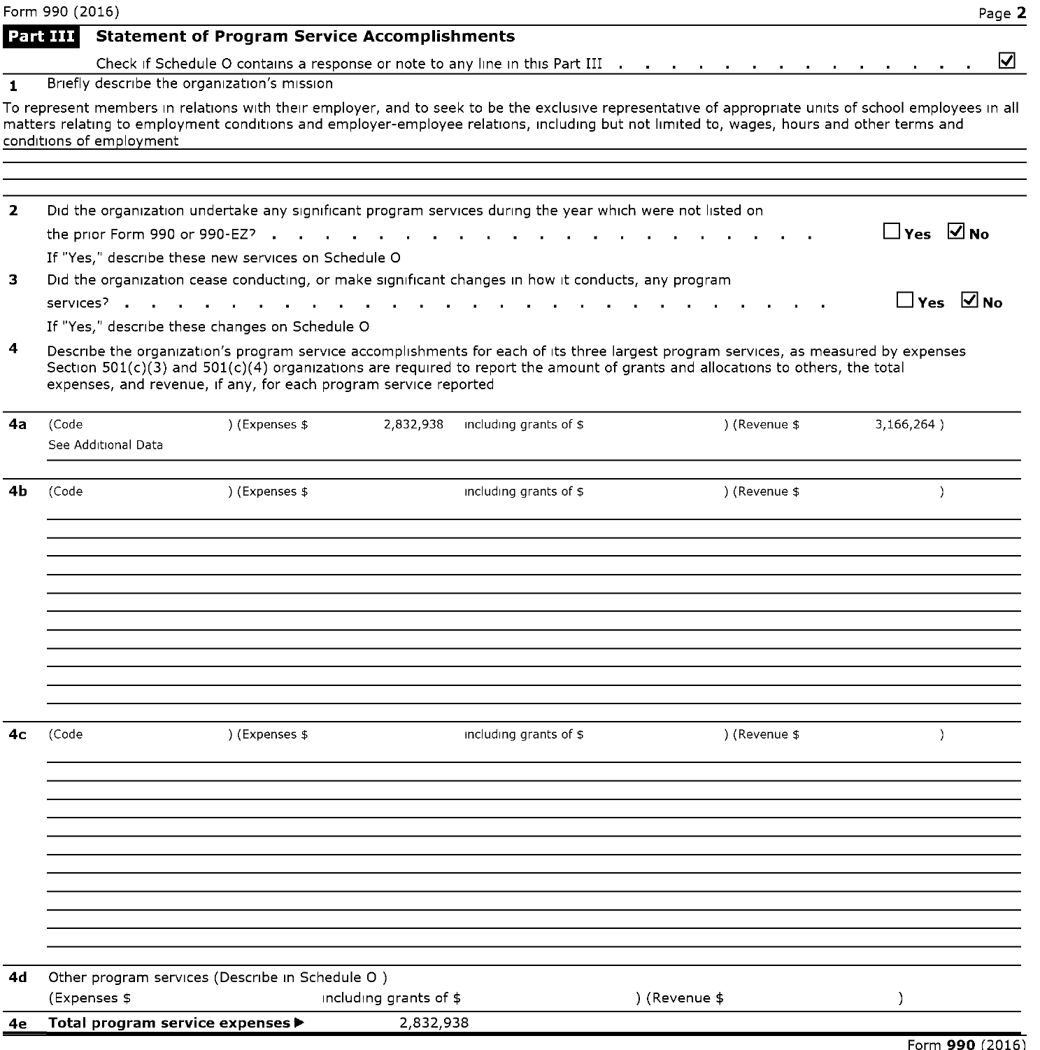Form 990 (2016)

## Part III Statement of Program Service Accomplishments

Check if Schedule O contains a response or note to any line in this Part III . . . . . . . . . . . . . . ☑

**1** Briefly describe the organization's mission

To represent members in relations with their employer, and to seek to be the exclusive representative of appropriate units of school employees in all matters relating to employment conditions and employer-employee relations, including but not limited to, wages, hours and other terms and conditions of employment

**2** Did the organization undertake any significant program services during the year which were not listed on the prior Form 990 or 990-EZ? . . . . . . . . . . . . . . . . . . . . ☐ Yes ☑ No

If "Yes," describe these new services on Schedule O

**3** Did the organization cease conducting, or make significant changes in how it conducts, any program services? . . . . . . . . . . . . . . . . . . . . . . . . . . ☐ Yes ☑ No

If "Yes," describe these changes on Schedule O

**4** Describe the organization's program service accomplishments for each of its three largest program services, as measured by expenses Section 501(c)(3) and 501(c)(4) organizations are required to report the amount of grants and allocations to others, the total expenses, and revenue, if any, for each program service reported

**4a** (Code ) (Expenses $ 2,832,938 including grants of $ ) (Revenue $ 3,166,264 )

See Additional Data

**4b** (Code ) (Expenses $ including grants of $ ) (Revenue $ )

**4c** (Code ) (Expenses $ including grants of $ ) (Revenue $ )

**4d** Other program services (Describe in Schedule O )

(Expenses $ including grants of $ ) (Revenue $ )

**4e** **Total program service expenses ▶** 2,832,938

Form **990** (2016)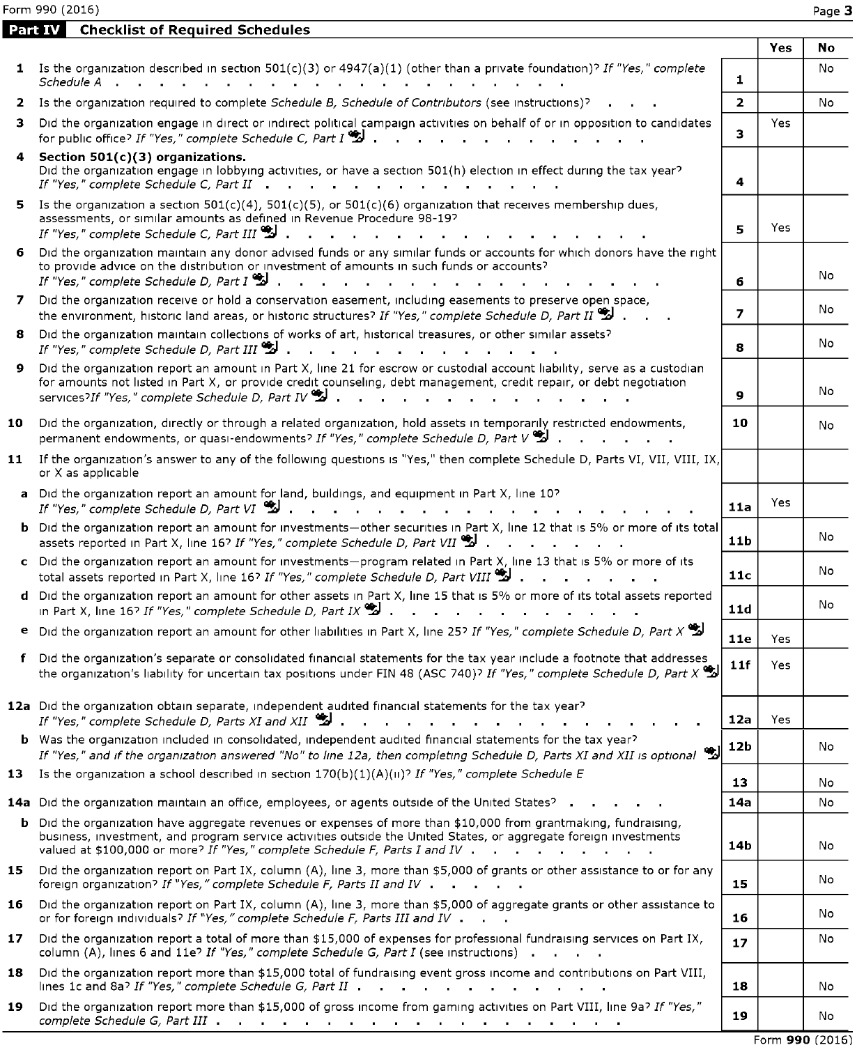Form 990 (2016)

**Part IV Checklist of Required Schedules**

| | | | Yes | No |
|---|---|---|---|---|
| **1** | Is the organization described in section 501(c)(3) or 4947(a)(1) (other than a private foundation)? *If "Yes," complete Schedule A* | 1 | | No |
| **2** | Is the organization required to complete *Schedule B, Schedule of Contributors* (see instructions)? | 2 | | No |
| **3** | Did the organization engage in direct or indirect political campaign activities on behalf of or in opposition to candidates for public office? *If "Yes," complete Schedule C, Part I* | 3 | Yes | |
| **4** | **Section 501(c)(3) organizations.** Did the organization engage in lobbying activities, or have a section 501(h) election in effect during the tax year? *If "Yes," complete Schedule C, Part II* | 4 | | |
| **5** | Is the organization a section 501(c)(4), 501(c)(5), or 501(c)(6) organization that receives membership dues, assessments, or similar amounts as defined in Revenue Procedure 98-19? *If "Yes," complete Schedule C, Part III* | 5 | Yes | |
| **6** | Did the organization maintain any donor advised funds or any similar funds or accounts for which donors have the right to provide advice on the distribution or investment of amounts in such funds or accounts? *If "Yes," complete Schedule D, Part I* | 6 | | No |
| **7** | Did the organization receive or hold a conservation easement, including easements to preserve open space, the environment, historic land areas, or historic structures? *If "Yes," complete Schedule D, Part II* | 7 | | No |
| **8** | Did the organization maintain collections of works of art, historical treasures, or other similar assets? *If "Yes," complete Schedule D, Part III* | 8 | | No |
| **9** | Did the organization report an amount in Part X, line 21 for escrow or custodial account liability, serve as a custodian for amounts not listed in Part X, or provide credit counseling, debt management, credit repair, or debt negotiation services?*If "Yes," complete Schedule D, Part IV* | 9 | | No |
| **10** | Did the organization, directly or through a related organization, hold assets in temporarily restricted endowments, permanent endowments, or quasi-endowments? *If "Yes," complete Schedule D, Part V* | 10 | | No |
| **11** | If the organization's answer to any of the following questions is "Yes," then complete Schedule D, Parts VI, VII, VIII, IX, or X as applicable | | | |
| **a** | Did the organization report an amount for land, buildings, and equipment in Part X, line 10? *If "Yes," complete Schedule D, Part VI* | 11a | Yes | |
| **b** | Did the organization report an amount for investments—other securities in Part X, line 12 that is 5% or more of its total assets reported in Part X, line 16? *If "Yes," complete Schedule D, Part VII* | 11b | | No |
| **c** | Did the organization report an amount for investments—program related in Part X, line 13 that is 5% or more of its total assets reported in Part X, line 16? *If "Yes," complete Schedule D, Part VIII* | 11c | | No |
| **d** | Did the organization report an amount for other assets in Part X, line 15 that is 5% or more of its total assets reported in Part X, line 16? *If "Yes," complete Schedule D, Part IX* | 11d | | No |
| **e** | Did the organization report an amount for other liabilities in Part X, line 25? *If "Yes," complete Schedule D, Part X* | 11e | Yes | |
| **f** | Did the organization's separate or consolidated financial statements for the tax year include a footnote that addresses the organization's liability for uncertain tax positions under FIN 48 (ASC 740)? *If "Yes," complete Schedule D, Part X* | 11f | Yes | |
| **12a** | Did the organization obtain separate, independent audited financial statements for the tax year? *If "Yes," complete Schedule D, Parts XI and XII* | 12a | Yes | |
| **b** | Was the organization included in consolidated, independent audited financial statements for the tax year? *If "Yes," and if the organization answered "No" to line 12a, then completing Schedule D, Parts XI and XII is optional* | 12b | | No |
| **13** | Is the organization a school described in section 170(b)(1)(A)(ii)? *If "Yes," complete Schedule E* | 13 | | No |
| **14a** | Did the organization maintain an office, employees, or agents outside of the United States? | 14a | | No |
| **b** | Did the organization have aggregate revenues or expenses of more than $10,000 from grantmaking, fundraising, business, investment, and program service activities outside the United States, or aggregate foreign investments valued at $100,000 or more? *If "Yes," complete Schedule F, Parts I and IV* | 14b | | No |
| **15** | Did the organization report on Part IX, column (A), line 3, more than $5,000 of grants or other assistance to or for any foreign organization? *If "Yes," complete Schedule F, Parts II and IV* | 15 | | No |
| **16** | Did the organization report on Part IX, column (A), line 3, more than $5,000 of aggregate grants or other assistance to or for foreign individuals? *If "Yes," complete Schedule F, Parts III and IV* | 16 | | No |
| **17** | Did the organization report a total of more than $15,000 of expenses for professional fundraising services on Part IX, column (A), lines 6 and 11e? *If "Yes," complete Schedule G, Part I* (see instructions) | 17 | | No |
| **18** | Did the organization report more than $15,000 total of fundraising event gross income and contributions on Part VIII, lines 1c and 8a? *If "Yes," complete Schedule G, Part II* | 18 | | No |
| **19** | Did the organization report more than $15,000 of gross income from gaming activities on Part VIII, line 9a? *If "Yes," complete Schedule G, Part III* | 19 | | No |

Form **990** (2016)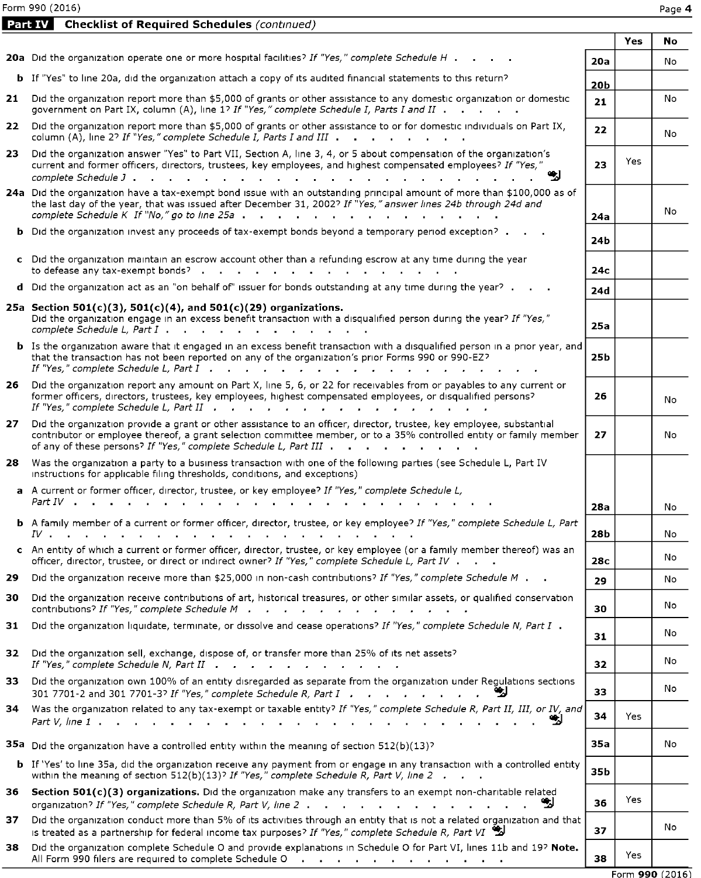Form 990 (2016)

**Part IV Checklist of Required Schedules** *(continued)*

| | | | Yes | No |
|---|---|---|---|---|
| **20a** | Did the organization operate one or more hospital facilities? *If "Yes," complete Schedule H* | **20a** | | No |
| **b** | If "Yes" to line 20a, did the organization attach a copy of its audited financial statements to this return? | **20b** | | |
| **21** | Did the organization report more than $5,000 of grants or other assistance to any domestic organization or domestic government on Part IX, column (A), line 1? *If "Yes," complete Schedule I, Parts I and II* | **21** | | No |
| **22** | Did the organization report more than $5,000 of grants or other assistance to or for domestic individuals on Part IX, column (A), line 2? *If "Yes," complete Schedule I, Parts I and III* | **22** | | No |
| **23** | Did the organization answer "Yes" to Part VII, Section A, line 3, 4, or 5 about compensation of the organization's current and former officers, directors, trustees, key employees, and highest compensated employees? *If "Yes," complete Schedule J* | **23** | Yes | |
| **24a** | Did the organization have a tax-exempt bond issue with an outstanding principal amount of more than $100,000 as of the last day of the year, that was issued after December 31, 2002? *If "Yes," answer lines 24b through 24d and complete Schedule K If "No," go to line 25a* | **24a** | | No |
| **b** | Did the organization invest any proceeds of tax-exempt bonds beyond a temporary period exception? | **24b** | | |
| **c** | Did the organization maintain an escrow account other than a refunding escrow at any time during the year to defease any tax-exempt bonds? | **24c** | | |
| **d** | Did the organization act as an "on behalf of" issuer for bonds outstanding at any time during the year? | **24d** | | |
| **25a** | **Section 501(c)(3), 501(c)(4), and 501(c)(29) organizations.** Did the organization engage in an excess benefit transaction with a disqualified person during the year? *If "Yes," complete Schedule L, Part I* | **25a** | | |
| **b** | Is the organization aware that it engaged in an excess benefit transaction with a disqualified person in a prior year, and that the transaction has not been reported on any of the organization's prior Forms 990 or 990-EZ? *If "Yes," complete Schedule L, Part I* | **25b** | | |
| **26** | Did the organization report any amount on Part X, line 5, 6, or 22 for receivables from or payables to any current or former officers, directors, trustees, key employees, highest compensated employees, or disqualified persons? *If "Yes," complete Schedule L, Part II* | **26** | | No |
| **27** | Did the organization provide a grant or other assistance to an officer, director, trustee, key employee, substantial contributor or employee thereof, a grant selection committee member, or to a 35% controlled entity or family member of any of these persons? *If "Yes," complete Schedule L, Part III* | **27** | | No |
| **28** | Was the organization a party to a business transaction with one of the following parties (see Schedule L, Part IV instructions for applicable filing thresholds, conditions, and exceptions) | | | |
| **a** | A current or former officer, director, trustee, or key employee? *If "Yes," complete Schedule L, Part IV* | **28a** | | No |
| **b** | A family member of a current or former officer, director, trustee, or key employee? *If "Yes," complete Schedule L, Part IV* | **28b** | | No |
| **c** | An entity of which a current or former officer, director, trustee, or key employee (or a family member thereof) was an officer, director, trustee, or direct or indirect owner? *If "Yes," complete Schedule L, Part IV* | **28c** | | No |
| **29** | Did the organization receive more than $25,000 in non-cash contributions? *If "Yes," complete Schedule M* | **29** | | No |
| **30** | Did the organization receive contributions of art, historical treasures, or other similar assets, or qualified conservation contributions? *If "Yes," complete Schedule M* | **30** | | No |
| **31** | Did the organization liquidate, terminate, or dissolve and cease operations? *If "Yes," complete Schedule N, Part I* | **31** | | No |
| **32** | Did the organization sell, exchange, dispose of, or transfer more than 25% of its net assets? *If "Yes," complete Schedule N, Part II* | **32** | | No |
| **33** | Did the organization own 100% of an entity disregarded as separate from the organization under Regulations sections 301 7701-2 and 301 7701-3? *If "Yes," complete Schedule R, Part I* | **33** | | No |
| **34** | Was the organization related to any tax-exempt or taxable entity? *If "Yes," complete Schedule R, Part II, III, or IV, and Part V, line 1* | **34** | Yes | |
| **35a** | Did the organization have a controlled entity within the meaning of section 512(b)(13)? | **35a** | | No |
| **b** | If 'Yes' to line 35a, did the organization receive any payment from or engage in any transaction with a controlled entity within the meaning of section 512(b)(13)? *If "Yes," complete Schedule R, Part V, line 2* | **35b** | | |
| **36** | **Section 501(c)(3) organizations.** Did the organization make any transfers to an exempt non-charitable related organization? *If "Yes," complete Schedule R, Part V, line 2* | **36** | Yes | |
| **37** | Did the organization conduct more than 5% of its activities through an entity that is not a related organization and that is treated as a partnership for federal income tax purposes? *If "Yes," complete Schedule R, Part VI* | **37** | | No |
| **38** | Did the organization complete Schedule O and provide explanations in Schedule O for Part VI, lines 11b and 19? **Note.** All Form 990 filers are required to complete Schedule O | **38** | Yes | |

Form **990** (2016)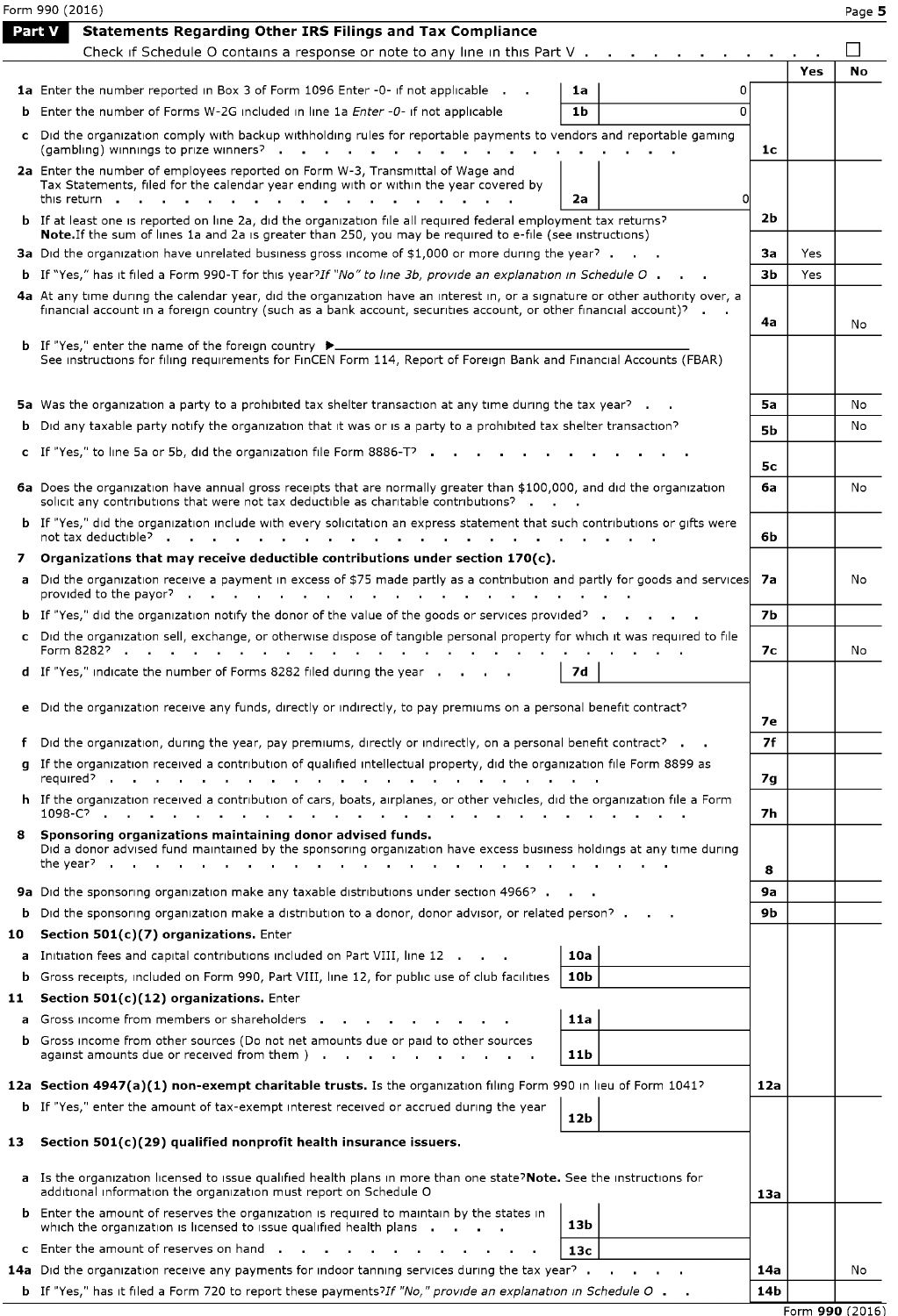Form 990 (2016) Page **5**

## Part V Statements Regarding Other IRS Filings and Tax Compliance

Check if Schedule O contains a response or note to any line in this Part V . . . . . . . . . ☐

| | | | | | Yes | No |
|---|---|---|---|---|---|---|
| **1a** | Enter the number reported in Box 3 of Form 1096 Enter -0- if not applicable . . | **1a** | 0 | | | |
| **b** | Enter the number of Forms W-2G included in line 1a *Enter -0- if not applicable* | **1b** | 0 | | | |
| **c** | Did the organization comply with backup withholding rules for reportable payments to vendors and reportable gaming (gambling) winnings to prize winners? . . . . . . . . . . . . . . | | | **1c** | | |
| **2a** | Enter the number of employees reported on Form W-3, Transmittal of Wage and Tax Statements, filed for the calendar year ending with or within the year covered by this return . . . . . . . . . . . . . . . . . | **2a** | 0 | | | |
| **b** | If at least one is reported on line 2a, did the organization file all required federal employment tax returns? **Note.** If the sum of lines 1a and 2a is greater than 250, you may be required to e-file (see instructions) | | | **2b** | | |
| **3a** | Did the organization have unrelated business gross income of $1,000 or more during the year? . . . . | | | **3a** | Yes | |
| **b** | If "Yes," has it filed a Form 990-T for this year? *If "No" to line 3b, provide an explanation in Schedule O* . . . | | | **3b** | Yes | |
| **4a** | At any time during the calendar year, did the organization have an interest in, or a signature or other authority over, a financial account in a foreign country (such as a bank account, securities account, or other financial account)? . . | | | **4a** | | No |
| **b** | If "Yes," enter the name of the foreign country ▶ ______ See instructions for filing requirements for FinCEN Form 114, Report of Foreign Bank and Financial Accounts (FBAR) | | | | | |
| **5a** | Was the organization a party to a prohibited tax shelter transaction at any time during the tax year? . . | | | **5a** | | No |
| **b** | Did any taxable party notify the organization that it was or is a party to a prohibited tax shelter transaction? | | | **5b** | | No |
| **c** | If "Yes," to line 5a or 5b, did the organization file Form 8886-T? . . . . . . . . . . . . | | | **5c** | | |
| **6a** | Does the organization have annual gross receipts that are normally greater than $100,000, and did the organization solicit any contributions that were not tax deductible as charitable contributions? . . . | | | **6a** | | No |
| **b** | If "Yes," did the organization include with every solicitation an express statement that such contributions or gifts were not tax deductible? . . . . . . . . . . . . . . . . . . . . . . | | | **6b** | | |
| **7** | **Organizations that may receive deductible contributions under section 170(c).** | | | | | |
| **a** | Did the organization receive a payment in excess of $75 made partly as a contribution and partly for goods and services provided to the payor? . . . . . . . . . . . . . . . . . . | | | **7a** | | No |
| **b** | If "Yes," did the organization notify the donor of the value of the goods or services provided? . . . . . | | | **7b** | | |
| **c** | Did the organization sell, exchange, or otherwise dispose of tangible personal property for which it was required to file Form 8282? . . . . . . . . . . . . . . . . . . . . . . . . | | | **7c** | | No |
| **d** | If "Yes," indicate the number of Forms 8282 filed during the year . . . . | **7d** | | | | |
| **e** | Did the organization receive any funds, directly or indirectly, to pay premiums on a personal benefit contract? | | | **7e** | | |
| **f** | Did the organization, during the year, pay premiums, directly or indirectly, on a personal benefit contract? . . | | | **7f** | | |
| **g** | If the organization received a contribution of qualified intellectual property, did the organization file Form 8899 as required? . . . . . . . . . . . . . . . . . . . . . . . . . | | | **7g** | | |
| **h** | If the organization received a contribution of cars, boats, airplanes, or other vehicles, did the organization file a Form 1098-C? . . . . . . . . . . . . . . . . . . . . . . . . . | | | **7h** | | |
| **8** | **Sponsoring organizations maintaining donor advised funds.** Did a donor advised fund maintained by the sponsoring organization have excess business holdings at any time during the year? . . . . . . . . . . . . . . . . . . . . . . . . . | | | **8** | | |
| **9a** | Did the sponsoring organization make any taxable distributions under section 4966? . . . | | | **9a** | | |
| **b** | Did the sponsoring organization make a distribution to a donor, donor advisor, or related person? . . . | | | **9b** | | |
| **10** | **Section 501(c)(7) organizations.** Enter | | | | | |
| **a** | Initiation fees and capital contributions included on Part VIII, line 12 . . . | **10a** | | | | |
| **b** | Gross receipts, included on Form 990, Part VIII, line 12, for public use of club facilities | **10b** | | | | |
| **11** | **Section 501(c)(12) organizations.** Enter | | | | | |
| **a** | Gross income from members or shareholders . . . . . . . . . | **11a** | | | | |
| **b** | Gross income from other sources (Do not net amounts due or paid to other sources against amounts due or received from them ) . . . . . . . . . . | **11b** | | | | |
| **12a** | **Section 4947(a)(1) non-exempt charitable trusts.** Is the organization filing Form 990 in lieu of Form 1041? | | | **12a** | | |
| **b** | If "Yes," enter the amount of tax-exempt interest received or accrued during the year | **12b** | | | | |
| **13** | **Section 501(c)(29) qualified nonprofit health insurance issuers.** | | | | | |
| **a** | Is the organization licensed to issue qualified health plans in more than one state? **Note.** See the instructions for additional information the organization must report on Schedule O | | | **13a** | | |
| **b** | Enter the amount of reserves the organization is required to maintain by the states in which the organization is licensed to issue qualified health plans . . . . | **13b** | | | | |
| **c** | Enter the amount of reserves on hand . . . . . . . . . . . . . | **13c** | | | | |
| **14a** | Did the organization receive any payments for indoor tanning services during the tax year? . . . . . | | | **14a** | | No |
| **b** | If "Yes," has it filed a Form 720 to report these payments? *If "No," provide an explanation in Schedule O* . . | | | **14b** | | |

Form **990** (2016)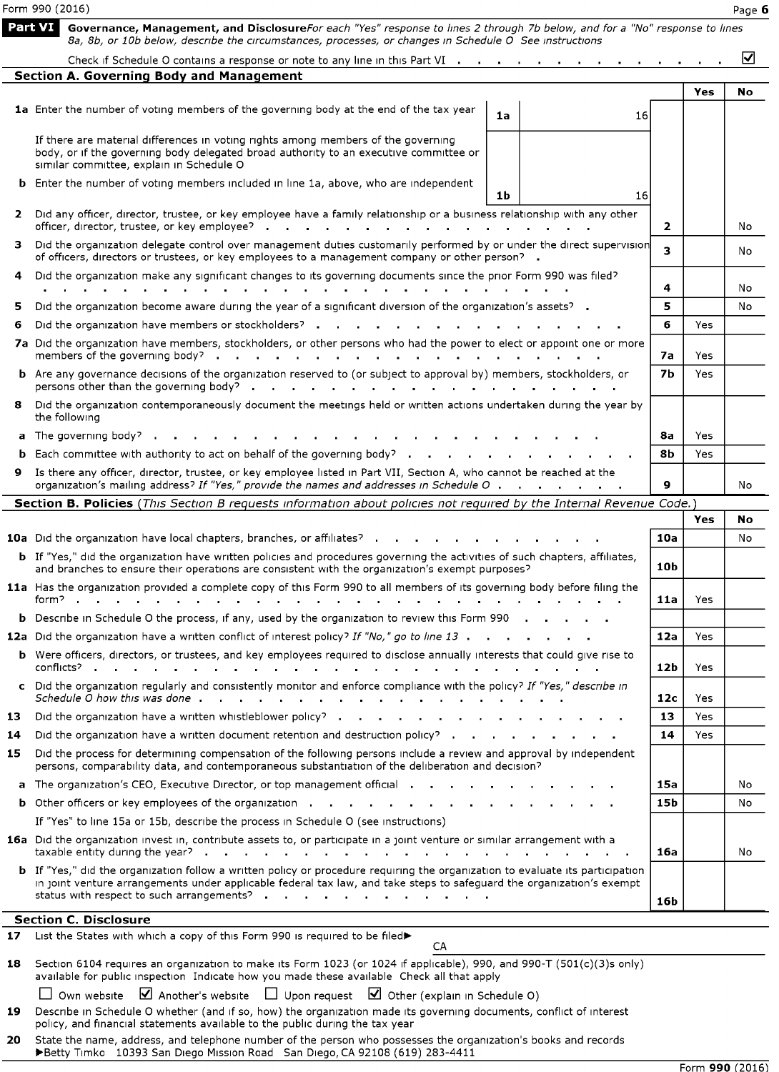**Part VI** **Governance, Management, and Disclosure** *For each "Yes" response to lines 2 through 7b below, and for a "No" response to lines 8a, 8b, or 10b below, describe the circumstances, processes, or changes in Schedule O See instructions*

Check if Schedule O contains a response or note to any line in this Part VI . . . . . . . . . . . . . ☑

## Section A. Governing Body and Management

| | | | | Yes | No |
|---|---|---|---|---|---|
| **1a** Enter the number of voting members of the governing body at the end of the tax year | 1a | 16 | | | |
| If there are material differences in voting rights among members of the governing body, or if the governing body delegated broad authority to an executive committee or similar committee, explain in Schedule O | | | | | |
| **b** Enter the number of voting members included in line 1a, above, who are independent | 1b | 16 | | | |
| **2** Did any officer, director, trustee, or key employee have a family relationship or a business relationship with any other officer, director, trustee, or key employee? | | | 2 | | No |
| **3** Did the organization delegate control over management duties customarily performed by or under the direct supervision of officers, directors or trustees, or key employees to a management company or other person? | | | 3 | | No |
| **4** Did the organization make any significant changes to its governing documents since the prior Form 990 was filed? | | | 4 | | No |
| **5** Did the organization become aware during the year of a significant diversion of the organization's assets? | | | 5 | | No |
| **6** Did the organization have members or stockholders? | | | 6 | Yes | |
| **7a** Did the organization have members, stockholders, or other persons who had the power to elect or appoint one or more members of the governing body? | | | 7a | Yes | |
| **b** Are any governance decisions of the organization reserved to (or subject to approval by) members, stockholders, or persons other than the governing body? | | | 7b | Yes | |
| **8** Did the organization contemporaneously document the meetings held or written actions undertaken during the year by the following | | | | | |
| **a** The governing body? | | | 8a | Yes | |
| **b** Each committee with authority to act on behalf of the governing body? | | | 8b | Yes | |
| **9** Is there any officer, director, trustee, or key employee listed in Part VII, Section A, who cannot be reached at the organization's mailing address? *If "Yes," provide the names and addresses in Schedule O* | | | 9 | | No |

## Section B. Policies *(This Section B requests information about policies not required by the Internal Revenue Code.)*

| | | Yes | No |
|---|---|---|---|
| **10a** Did the organization have local chapters, branches, or affiliates? | 10a | | No |
| **b** If "Yes," did the organization have written policies and procedures governing the activities of such chapters, affiliates, and branches to ensure their operations are consistent with the organization's exempt purposes? | 10b | | |
| **11a** Has the organization provided a complete copy of this Form 990 to all members of its governing body before filing the form? | 11a | Yes | |
| **b** Describe in Schedule O the process, if any, used by the organization to review this Form 990 | | | |
| **12a** Did the organization have a written conflict of interest policy? *If "No," go to line 13* | 12a | Yes | |
| **b** Were officers, directors, or trustees, and key employees required to disclose annually interests that could give rise to conflicts? | 12b | Yes | |
| **c** Did the organization regularly and consistently monitor and enforce compliance with the policy? *If "Yes," describe in Schedule O how this was done* | 12c | Yes | |
| **13** Did the organization have a written whistleblower policy? | 13 | Yes | |
| **14** Did the organization have a written document retention and destruction policy? | 14 | Yes | |
| **15** Did the process for determining compensation of the following persons include a review and approval by independent persons, comparability data, and contemporaneous substantiation of the deliberation and decision? | | | |
| **a** The organization's CEO, Executive Director, or top management official | 15a | | No |
| **b** Other officers or key employees of the organization | 15b | | No |
| If "Yes" to line 15a or 15b, describe the process in Schedule O (see instructions) | | | |
| **16a** Did the organization invest in, contribute assets to, or participate in a joint venture or similar arrangement with a taxable entity during the year? | 16a | | No |
| **b** If "Yes," did the organization follow a written policy or procedure requiring the organization to evaluate its participation in joint venture arrangements under applicable federal tax law, and take steps to safeguard the organization's exempt status with respect to such arrangements? | 16b | | |

## Section C. Disclosure

**17** List the States with which a copy of this Form 990 is required to be filed▶ CA

**18** Section 6104 requires an organization to make its Form 1023 (or 1024 if applicable), 990, and 990-T (501(c)(3)s only) available for public inspection Indicate how you made these available Check all that apply

☐ Own website ☑ Another's website ☐ Upon request ☑ Other (explain in Schedule O)

**19** Describe in Schedule O whether (and if so, how) the organization made its governing documents, conflict of interest policy, and financial statements available to the public during the tax year

**20** State the name, address, and telephone number of the person who possesses the organization's books and records
▶Betty Timko 10393 San Diego Mission Road San Diego, CA 92108 (619) 283-4411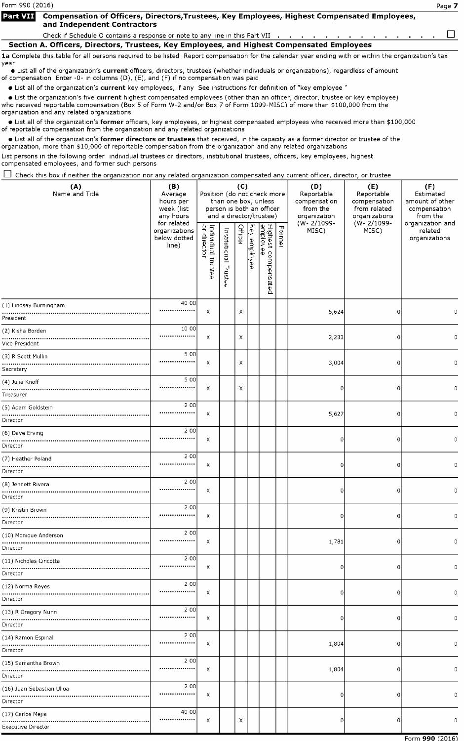Form 990 (2016) Page **7**

## Part VII Compensation of Officers, Directors,Trustees, Key Employees, Highest Compensated Employees, and Independent Contractors

Check if Schedule O contains a response or note to any line in this Part VII . . . . . . . . . . . . . . ☐

### Section A. Officers, Directors, Trustees, Key Employees, and Highest Compensated Employees

**1a** Complete this table for all persons required to be listed Report compensation for the calendar year ending with or within the organization's tax year

- List all of the organization's **current** officers, directors, trustees (whether individuals or organizations), regardless of amount of compensation Enter -0- in columns (D), (E), and (F) if no compensation was paid
- List all of the organization's **current** key employees, if any See instructions for definition of "key employee "
- List the organization's five **current** highest compensated employees (other than an officer, director, trustee or key employee) who received reportable compensation (Box 5 of Form W-2 and/or Box 7 of Form 1099-MISC) of more than $100,000 from the organization and any related organizations
- List all of the organization's **former** officers, key employees, or highest compensated employees who received more than $100,000 of reportable compensation from the organization and any related organizations
- List all of the organization's **former directors or trustees** that received, in the capacity as a former director or trustee of the organization, more than $10,000 of reportable compensation from the organization and any related organizations

List persons in the following order individual trustees or directors, institutional trustees, officers, key employees, highest compensated employees, and former such persons

☐ Check this box if neither the organization nor any related organization compensated any current officer, director, or trustee

| (A) Name and Title | (B) Average hours per week (list any hours for related organizations below dotted line) | (C) Position (do not check more than one box, unless person is both an officer and a director/trustee) | | | | | | (D) Reportable compensation from the organization (W- 2/1099-MISC) | (E) Reportable compensation from related organizations (W- 2/1099-MISC) | (F) Estimated amount of other compensation from the organization and related organizations |
|---|---|---|---|---|---|---|---|---|---|---|
| | | Individual trustee or director | Institutional Trustee | Officer | Key employee | Highest compensated employee | Former | | | |
| (1) Lindsay Burningham<br>President | 40 00 | X | | X | | | | 5,624 | 0 | 0 |
| (2) Kisha Borden<br>Vice President | 10 00 | X | | X | | | | 2,233 | 0 | 0 |
| (3) R Scott Mullin<br>Secretary | 5 00 | X | | X | | | | 3,004 | 0 | 0 |
| (4) Julia Knoff<br>Treasurer | 5 00 | X | | X | | | | 0 | 0 | 0 |
| (5) Adam Goldstein<br>Director | 2 00 | X | | | | | | 5,627 | 0 | 0 |
| (6) Dave Erving<br>Director | 2 00 | X | | | | | | 0 | 0 | 0 |
| (7) Heather Poland<br>Director | 2 00 | X | | | | | | 0 | 0 | 0 |
| (8) Jennett Rivera<br>Director | 2 00 | X | | | | | | 0 | 0 | 0 |
| (9) Kristin Brown<br>Director | 2 00 | X | | | | | | 0 | 0 | 0 |
| (10) Monique Anderson<br>Director | 2 00 | X | | | | | | 1,781 | 0 | 0 |
| (11) Nicholas Cincotta<br>Director | 2 00 | X | | | | | | 0 | 0 | 0 |
| (12) Norma Reyes<br>Director | 2 00 | X | | | | | | 0 | 0 | 0 |
| (13) R Gregory Nunn<br>Director | 2 00 | X | | | | | | 0 | 0 | 0 |
| (14) Ramon Espinal<br>Director | 2 00 | X | | | | | | 1,804 | 0 | 0 |
| (15) Samantha Brown<br>Director | 2 00 | X | | | | | | 1,804 | 0 | 0 |
| (16) Juan Sebastian Ulloa<br>Director | 2 00 | X | | | | | | 0 | 0 | 0 |
| (17) Carlos Mejia<br>Executive Director | 40 00 | X | | X | | | | 0 | 0 | 0 |

Form **990** (2016)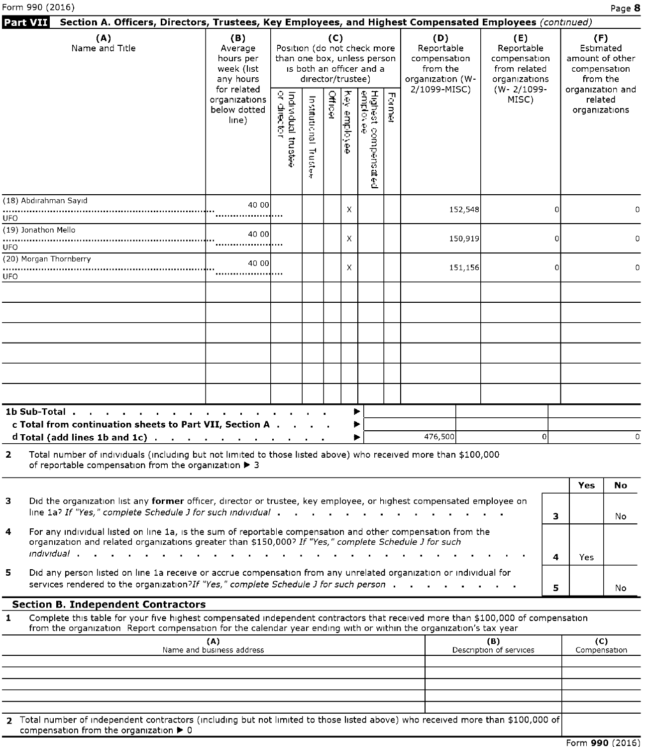## Part VII Section A. Officers, Directors, Trustees, Key Employees, and Highest Compensated Employees *(continued)*

| (A) Name and Title | (B) Average hours per week (list any hours for related organizations below dotted line) | (C) Position (do not check more than one box, unless person is both an officer and a director/trustee) Individual trustee or director | Institutional Trustee | Officer | Key employee | Highest compensated employee | Former | (D) Reportable compensation from the organization (W-2/1099-MISC) | (E) Reportable compensation from related organizations (W- 2/1099-MISC) | (F) Estimated amount of other compensation from the organization and related organizations |
|---|---|---|---|---|---|---|---|---|---|---|
| (18) Abdirahman Sayid<br>UFO | 40 00 | | | | X | | | 152,548 | 0 | 0 |
| (19) Jonathon Mello<br>UFO | 40 00 | | | | X | | | 150,919 | 0 | 0 |
| (20) Morgan Thornberry<br>UFO | 40 00 | | | | X | | | 151,156 | 0 | 0 |
| | | | | | | | | | | |
| | | | | | | | | | | |
| | | | | | | | | | | |
| | | | | | | | | | | |
| | | | | | | | | | | |
| | | | | | | | | | | |

| | (D) | (E) | (F) |
|---|---|---|---|
| **1b Sub-Total** ▶ | | | |
| **c Total from continuation sheets to Part VII, Section A** ▶ | | | |
| **d Total (add lines 1b and 1c)** ▶ | 476,500 | 0 | 0 |

**2** Total number of individuals (including but not limited to those listed above) who received more than $100,000 of reportable compensation from the organization ▶ 3

| | | | Yes | No |
|---|---|---|---|---|
| **3** | Did the organization list any **former** officer, director or trustee, key employee, or highest compensated employee on line 1a? *If "Yes," complete Schedule J for such individual* | 3 | | No |
| **4** | For any individual listed on line 1a, is the sum of reportable compensation and other compensation from the organization and related organizations greater than $150,000? *If "Yes," complete Schedule J for such individual* | 4 | Yes | |
| **5** | Did any person listed on line 1a receive or accrue compensation from any unrelated organization or individual for services rendered to the organization?*If "Yes," complete Schedule J for such person* | 5 | | No |

### Section B. Independent Contractors

**1** Complete this table for your five highest compensated independent contractors that received more than $100,000 of compensation from the organization Report compensation for the calendar year ending with or within the organization's tax year

| (A) Name and business address | (B) Description of services | (C) Compensation |
|---|---|---|
| | | |
| | | |
| | | |
| | | |
| | | |

**2** Total number of independent contractors (including but not limited to those listed above) who received more than $100,000 of compensation from the organization ▶ 0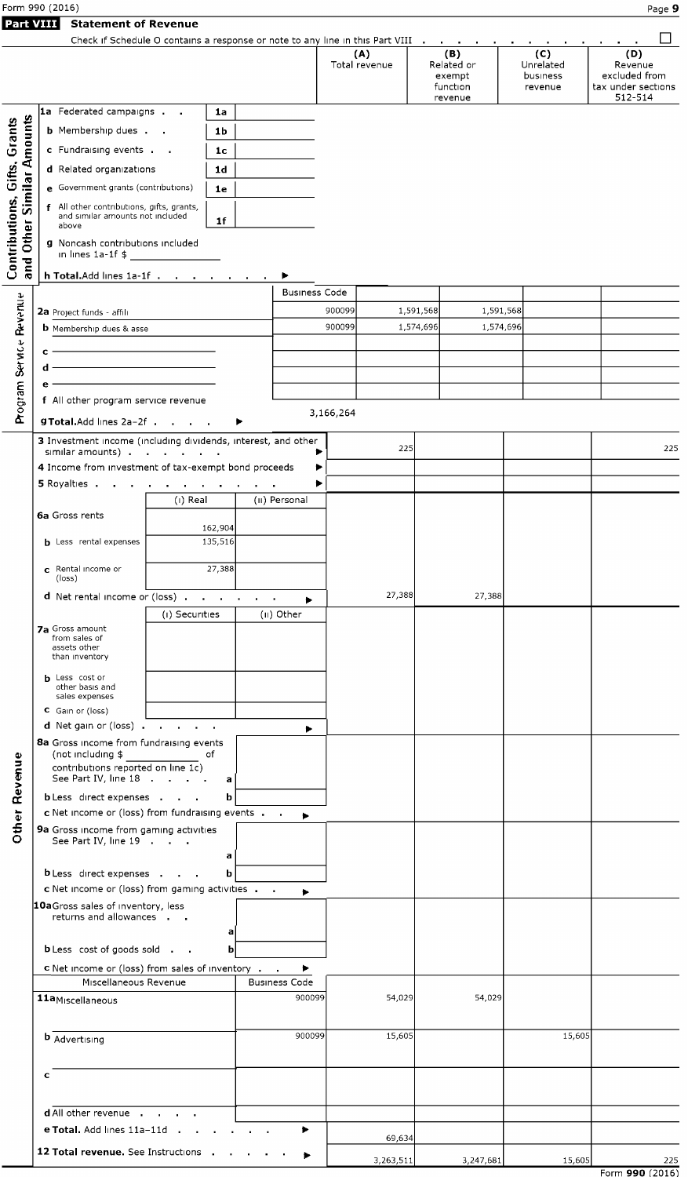## Part VIII Statement of Revenue

Check if Schedule O contains a response or note to any line in this Part VIII . . . . . . . . . . . . . ☐

| | | | (A) Total revenue | (B) Related or exempt function revenue | (C) Unrelated business revenue | (D) Revenue excluded from tax under sections 512-514 |
|---|---|---|---|---|---|---|
| **Contributions, Gifts, Grants and Other Similar Amounts** | | | | | | |
| 1a Federated campaigns . . | 1a | | | | | |
| b Membership dues . . | 1b | | | | | |
| c Fundraising events . . | 1c | | | | | |
| d Related organizations | 1d | | | | | |
| e Government grants (contributions) | 1e | | | | | |
| f All other contributions, gifts, grants, and similar amounts not included above | 1f | | | | | |
| g Noncash contributions included in lines 1a-1f $ | | | | | | |
| h Total. Add lines 1a-1f . . . . . . . . ▶ | | | | | | |
| **Program Service Revenue** | | Business Code | | | | |
| 2a Project funds - affili | | 900099 | 1,591,568 | 1,591,568 | | |
| b Membership dues & asse | | 900099 | 1,574,696 | 1,574,696 | | |
| c | | | | | | |
| d | | | | | | |
| e | | | | | | |
| f All other program service revenue | | | | | | |
| g Total. Add lines 2a–2f . . . . ▶ | | | 3,166,264 | | | |
| **Other Revenue** | | | | | | |
| 3 Investment income (including dividends, interest, and other similar amounts) . . . . . . ▶ | | | 225 | | | 225 |
| 4 Income from investment of tax-exempt bond proceeds ▶ | | | | | | |
| 5 Royalties . . . . . . . . . . . ▶ | | | | | | |
| | (i) Real | (ii) Personal | | | | |
| 6a Gross rents | 162,904 | | | | | |
| b Less rental expenses | 135,516 | | | | | |
| c Rental income or (loss) | 27,388 | | | | | |
| d Net rental income or (loss) . . . . . . ▶ | | | 27,388 | 27,388 | | |
| | (i) Securities | (ii) Other | | | | |
| 7a Gross amount from sales of assets other than inventory | | | | | | |
| b Less cost or other basis and sales expenses | | | | | | |
| c Gain or (loss) | | | | | | |
| d Net gain or (loss) . . . . . . ▶ | | | | | | |
| 8a Gross income from fundraising events (not including $ of contributions reported on line 1c) See Part IV, line 18 . . . . a | | | | | | |
| b Less direct expenses . . . b | | | | | | |
| c Net income or (loss) from fundraising events . . ▶ | | | | | | |
| 9a Gross income from gaming activities See Part IV, line 19 . . . a | | | | | | |
| b Less direct expenses . . . b | | | | | | |
| c Net income or (loss) from gaming activities . . ▶ | | | | | | |
| 10a Gross sales of inventory, less returns and allowances . . a | | | | | | |
| b Less cost of goods sold . . b | | | | | | |
| c Net income or (loss) from sales of inventory . . ▶ | | | | | | |
| Miscellaneous Revenue | | Business Code | | | | |
| 11a Miscellaneous | | 900099 | 54,029 | 54,029 | | |
| b Advertising | | 900099 | 15,605 | | 15,605 | |
| c | | | | | | |
| d All other revenue . . . . . | | | | | | |
| e Total. Add lines 11a–11d . . . . . . ▶ | | | 69,634 | | | |
| 12 Total revenue. See Instructions . . . . . . ▶ | | | 3,263,511 | 3,247,681 | 15,605 | 225 |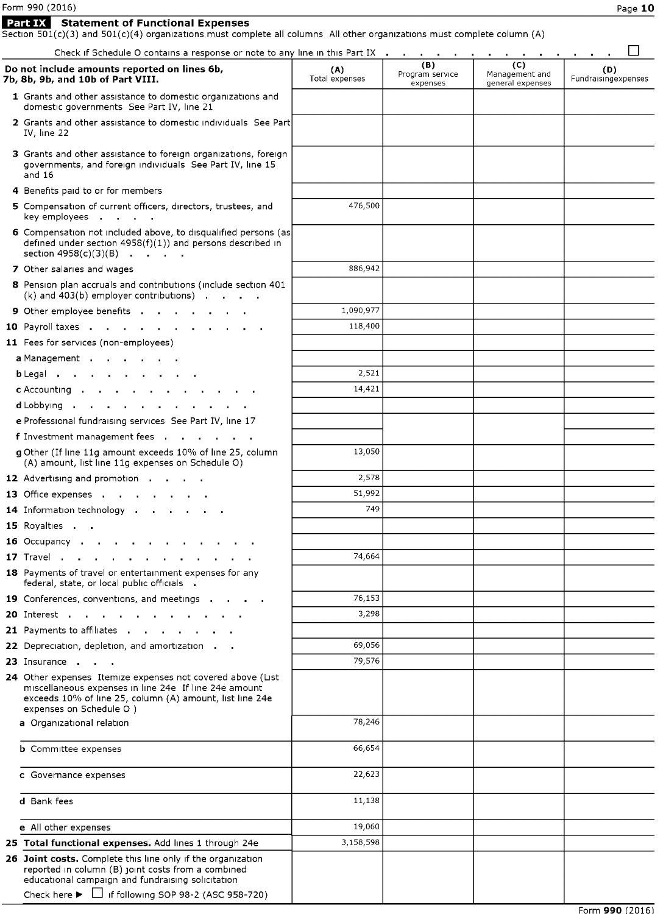## Part IX Statement of Functional Expenses

Section 501(c)(3) and 501(c)(4) organizations must complete all columns All other organizations must complete column (A)

Check if Schedule O contains a response or note to any line in this Part IX . . . . . . . . . . . . . . . ☐

| Do not include amounts reported on lines 6b, 7b, 8b, 9b, and 10b of Part VIII. | (A) Total expenses | (B) Program service expenses | (C) Management and general expenses | (D) Fundraisingexpenses |
|---|---|---|---|---|
| 1 Grants and other assistance to domestic organizations and domestic governments See Part IV, line 21 | | | | |
| 2 Grants and other assistance to domestic individuals See Part IV, line 22 | | | | |
| 3 Grants and other assistance to foreign organizations, foreign governments, and foreign individuals See Part IV, line 15 and 16 | | | | |
| 4 Benefits paid to or for members | | | | |
| 5 Compensation of current officers, directors, trustees, and key employees . . . . | 476,500 | | | |
| 6 Compensation not included above, to disqualified persons (as defined under section 4958(f)(1)) and persons described in section 4958(c)(3)(B) . . . . | | | | |
| 7 Other salaries and wages | 886,942 | | | |
| 8 Pension plan accruals and contributions (include section 401 (k) and 403(b) employer contributions) . . . . | | | | |
| 9 Other employee benefits . . . . . . . . | 1,090,977 | | | |
| 10 Payroll taxes . . . . . . . . . . . . | 118,400 | | | |
| 11 Fees for services (non-employees) | | | | |
| a Management . . . . . . | | | | |
| b Legal . . . . . . . . . . | 2,521 | | | |
| c Accounting . . . . . . . . . . . . | 14,421 | | | |
| d Lobbying . . . . . . . . . . . . | | | | |
| e Professional fundraising services See Part IV, line 17 | | | | |
| f Investment management fees . . . . . . | | | | |
| g Other (If line 11g amount exceeds 10% of line 25, column (A) amount, list line 11g expenses on Schedule O) | 13,050 | | | |
| 12 Advertising and promotion . . . . | 2,578 | | | |
| 13 Office expenses . . . . . . . . | 51,992 | | | |
| 14 Information technology . . . . . . | 749 | | | |
| 15 Royalties . . | | | | |
| 16 Occupancy . . . . . . . . . . . . | | | | |
| 17 Travel . . . . . . . . . . . . . | 74,664 | | | |
| 18 Payments of travel or entertainment expenses for any federal, state, or local public officials . | | | | |
| 19 Conferences, conventions, and meetings . . . . | 76,153 | | | |
| 20 Interest . . . . . . . . . . . . . | 3,298 | | | |
| 21 Payments to affiliates . . . . . . . . | | | | |
| 22 Depreciation, depletion, and amortization . . | 69,056 | | | |
| 23 Insurance . . . | 79,576 | | | |
| 24 Other expenses Itemize expenses not covered above (List miscellaneous expenses in line 24e If line 24e amount exceeds 10% of line 25, column (A) amount, list line 24e expenses on Schedule O ) | | | | |
| a Organizational relation | 78,246 | | | |
| b Committee expenses | 66,654 | | | |
| c Governance expenses | 22,623 | | | |
| d Bank fees | 11,138 | | | |
| e All other expenses | 19,060 | | | |
| **25 Total functional expenses.** Add lines 1 through 24e | 3,158,598 | | | |
| **26 Joint costs.** Complete this line only if the organization reported in column (B) joint costs from a combined educational campaign and fundraising solicitation Check here ▶ ☐ if following SOP 98-2 (ASC 958-720) | | | | |

Form **990** (2016)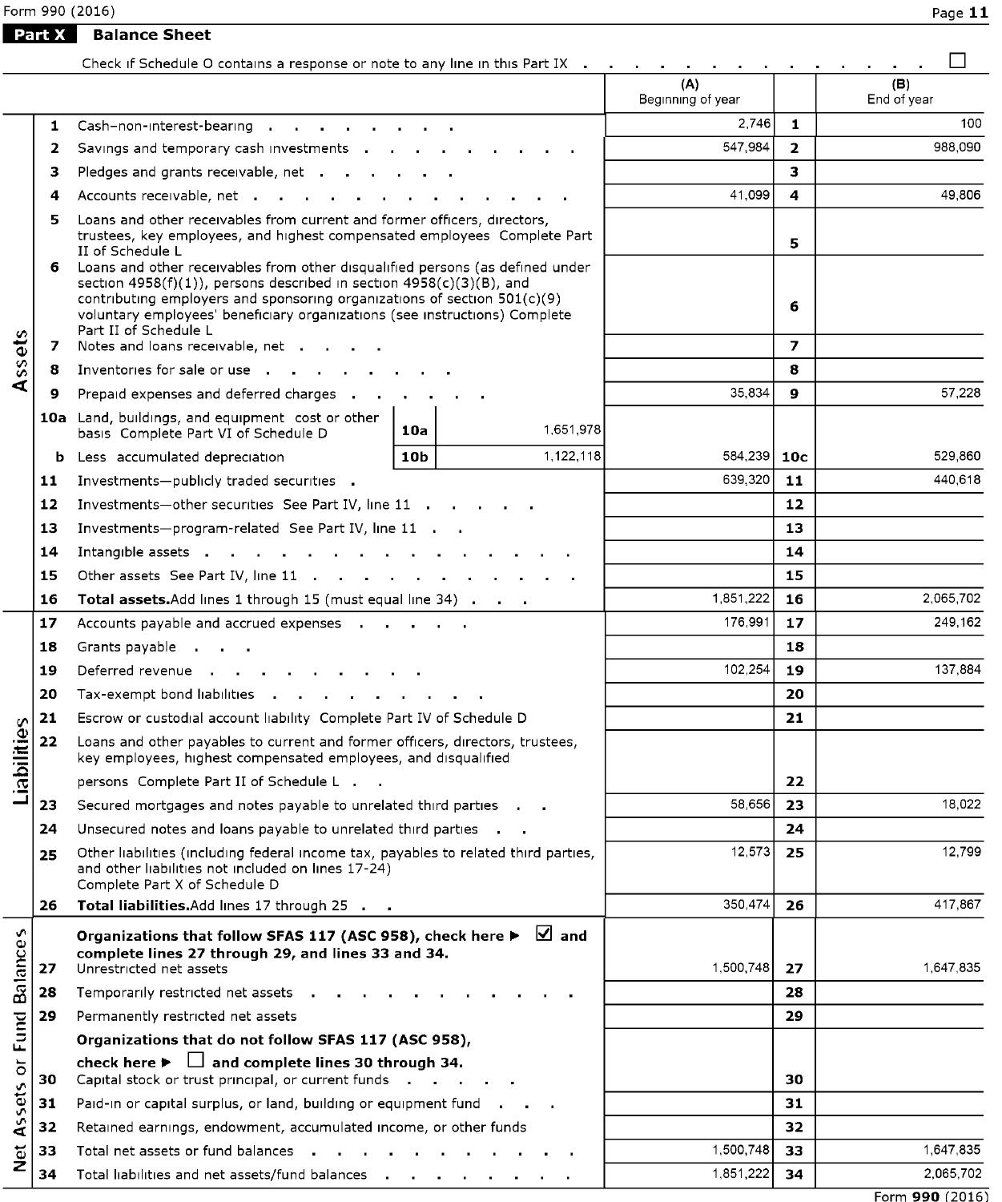Form 990 (2016)

## Part X Balance Sheet

Check if Schedule O contains a response or note to any line in this Part IX . . . . . . . . . . . . . . . . ☐

| | | | (A) Beginning of year | | (B) End of year |
|---|---|---|---|---|---|
| **Assets** | 1 | Cash—non-interest-bearing | 2,746 | 1 | 100 |
| | 2 | Savings and temporary cash investments | 547,984 | 2 | 988,090 |
| | 3 | Pledges and grants receivable, net | | 3 | |
| | 4 | Accounts receivable, net | 41,099 | 4 | 49,806 |
| | 5 | Loans and other receivables from current and former officers, directors, trustees, key employees, and highest compensated employees Complete Part II of Schedule L | | 5 | |
| | 6 | Loans and other receivables from other disqualified persons (as defined under section 4958(f)(1)), persons described in section 4958(c)(3)(B), and contributing employers and sponsoring organizations of section 501(c)(9) voluntary employees' beneficiary organizations (see instructions) Complete Part II of Schedule L | | 6 | |
| | 7 | Notes and loans receivable, net | | 7 | |
| | 8 | Inventories for sale or use | | 8 | |
| | 9 | Prepaid expenses and deferred charges | 35,834 | 9 | 57,228 |
| | 10a | Land, buildings, and equipment cost or other basis Complete Part VI of Schedule D — 10a: 1,651,978 | | | |
| | b | Less accumulated depreciation — 10b: 1,122,118 | 584,239 | 10c | 529,860 |
| | 11 | Investments—publicly traded securities | 639,320 | 11 | 440,618 |
| | 12 | Investments—other securities See Part IV, line 11 | | 12 | |
| | 13 | Investments—program-related See Part IV, line 11 | | 13 | |
| | 14 | Intangible assets | | 14 | |
| | 15 | Other assets See Part IV, line 11 | | 15 | |
| | 16 | **Total assets.** Add lines 1 through 15 (must equal line 34) | 1,851,222 | 16 | 2,065,702 |
| **Liabilities** | 17 | Accounts payable and accrued expenses | 176,991 | 17 | 249,162 |
| | 18 | Grants payable | | 18 | |
| | 19 | Deferred revenue | 102,254 | 19 | 137,884 |
| | 20 | Tax-exempt bond liabilities | | 20 | |
| | 21 | Escrow or custodial account liability Complete Part IV of Schedule D | | 21 | |
| | 22 | Loans and other payables to current and former officers, directors, trustees, key employees, highest compensated employees, and disqualified persons Complete Part II of Schedule L | | 22 | |
| | 23 | Secured mortgages and notes payable to unrelated third parties | 58,656 | 23 | 18,022 |
| | 24 | Unsecured notes and loans payable to unrelated third parties | | 24 | |
| | 25 | Other liabilities (including federal income tax, payables to related third parties, and other liabilities not included on lines 17-24) Complete Part X of Schedule D | 12,573 | 25 | 12,799 |
| | 26 | **Total liabilities.** Add lines 17 through 25 | 350,474 | 26 | 417,867 |
| **Net Assets or Fund Balances** | | **Organizations that follow SFAS 117 (ASC 958), check here ▶ ☑ and complete lines 27 through 29, and lines 33 and 34.** | | | |
| | 27 | Unrestricted net assets | 1,500,748 | 27 | 1,647,835 |
| | 28 | Temporarily restricted net assets | | 28 | |
| | 29 | Permanently restricted net assets | | 29 | |
| | | **Organizations that do not follow SFAS 117 (ASC 958), check here ▶ ☐ and complete lines 30 through 34.** | | | |
| | 30 | Capital stock or trust principal, or current funds | | 30 | |
| | 31 | Paid-in or capital surplus, or land, building or equipment fund | | 31 | |
| | 32 | Retained earnings, endowment, accumulated income, or other funds | | 32 | |
| | 33 | Total net assets or fund balances | 1,500,748 | 33 | 1,647,835 |
| | 34 | Total liabilities and net assets/fund balances | 1,851,222 | 34 | 2,065,702 |

Form **990** (2016)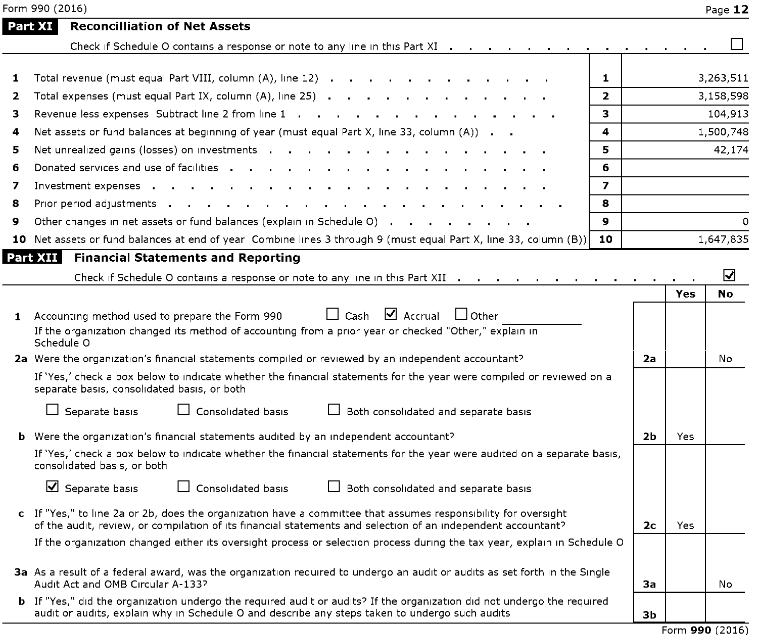Form 990 (2016) Page **12**

## Part XI Reconcilliation of Net Assets

Check if Schedule O contains a response or note to any line in this Part XI . . . . . . . . . . . . . . ☐

| | | | |
|---|---|---|---|
| 1 | Total revenue (must equal Part VIII, column (A), line 12) | 1 | 3,263,511 |
| 2 | Total expenses (must equal Part IX, column (A), line 25) | 2 | 3,158,598 |
| 3 | Revenue less expenses Subtract line 2 from line 1 | 3 | 104,913 |
| 4 | Net assets or fund balances at beginning of year (must equal Part X, line 33, column (A)) | 4 | 1,500,748 |
| 5 | Net unrealized gains (losses) on investments | 5 | 42,174 |
| 6 | Donated services and use of facilities | 6 | |
| 7 | Investment expenses | 7 | |
| 8 | Prior period adjustments | 8 | |
| 9 | Other changes in net assets or fund balances (explain in Schedule O) | 9 | 0 |
| 10 | Net assets or fund balances at end of year Combine lines 3 through 9 (must equal Part X, line 33, column (B)) | 10 | 1,647,835 |

## Part XII Financial Statements and Reporting

Check if Schedule O contains a response or note to any line in this Part XII . . . . . . . . . . . . . . ☑

| | | | Yes | No |
|---|---|---|---|---|
| 1 | Accounting method used to prepare the Form 990 ☐ Cash ☑ Accrual ☐ Other<br>If the organization changed its method of accounting from a prior year or checked "Other," explain in Schedule O | | | |
| 2a | Were the organization's financial statements compiled or reviewed by an independent accountant? | 2a | | No |
| | If 'Yes,' check a box below to indicate whether the financial statements for the year were compiled or reviewed on a separate basis, consolidated basis, or both<br>☐ Separate basis ☐ Consolidated basis ☐ Both consolidated and separate basis | | | |
| b | Were the organization's financial statements audited by an independent accountant? | 2b | Yes | |
| | If 'Yes,' check a box below to indicate whether the financial statements for the year were audited on a separate basis, consolidated basis, or both<br>☑ Separate basis ☐ Consolidated basis ☐ Both consolidated and separate basis | | | |
| c | If "Yes," to line 2a or 2b, does the organization have a committee that assumes responsibility for oversight of the audit, review, or compilation of its financial statements and selection of an independent accountant? | 2c | Yes | |
| | If the organization changed either its oversight process or selection process during the tax year, explain in Schedule O | | | |
| 3a | As a result of a federal award, was the organization required to undergo an audit or audits as set forth in the Single Audit Act and OMB Circular A-133? | 3a | | No |
| b | If "Yes," did the organization undergo the required audit or audits? If the organization did not undergo the required audit or audits, explain why in Schedule O and describe any steps taken to undergo such audits | 3b | | |

Form **990** (2016)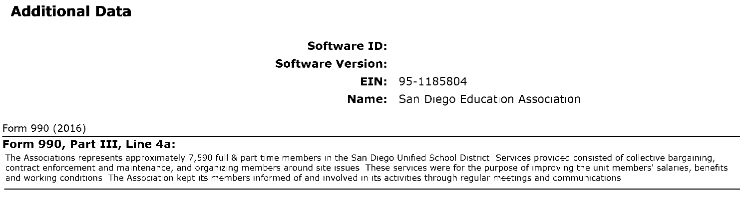## Additional Data

**Software ID:**

**Software Version:**

**EIN:** 95-1185804

**Name:** San Diego Education Association

Form 990 (2016)

### Form 990, Part III, Line 4a:

The Associations represents approximately 7,590 full & part time members in the San Diego Unified School District Services provided consisted of collective bargaining, contract enforcement and maintenance, and organizing members around site issues These services were for the purpose of improving the unit members' salaries, benefits and working conditions The Association kept its members informed of and involved in its activities through regular meetings and communications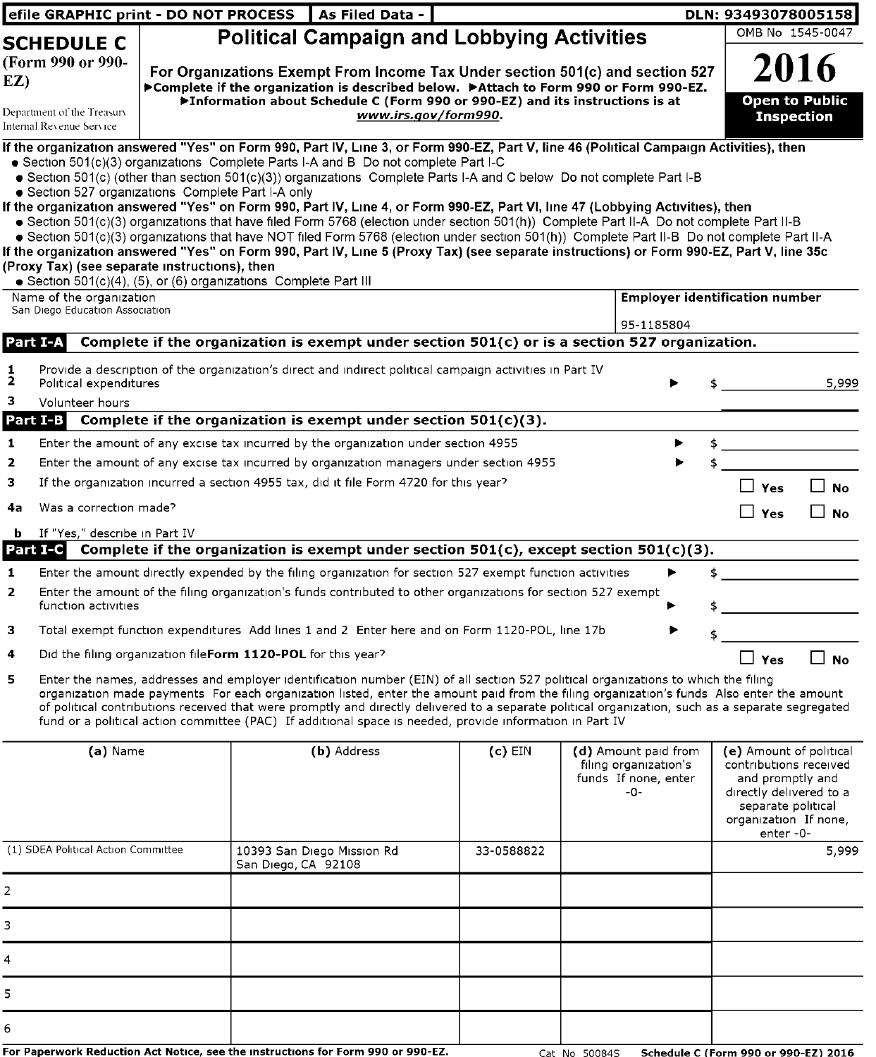efile GRAPHIC print - DO NOT PROCESS | As Filed Data - | DLN: 93493078005158

# SCHEDULE C (Form 990 or 990-EZ)

Department of the Treasury
Internal Revenue Service

## Political Campaign and Lobbying Activities

For Organizations Exempt From Income Tax Under section 501(c) and section 527
▶Complete if the organization is described below. ▶Attach to Form 990 or Form 990-EZ.
▶Information about Schedule C (Form 990 or 990-EZ) and its instructions is at *www.irs.gov/form990*.

OMB No 1545-0047

**2016**

**Open to Public Inspection**

**If the organization answered "Yes" on Form 990, Part IV, Line 3, or Form 990-EZ, Part V, line 46 (Political Campaign Activities), then**

- Section 501(c)(3) organizations Complete Parts I-A and B Do not complete Part I-C
- Section 501(c) (other than section 501(c)(3)) organizations Complete Parts I-A and C below Do not complete Part I-B
- Section 527 organizations Complete Part I-A only

**If the organization answered "Yes" on Form 990, Part IV, Line 4, or Form 990-EZ, Part VI, line 47 (Lobbying Activities), then**

- Section 501(c)(3) organizations that have filed Form 5768 (election under section 501(h)) Complete Part II-A Do not complete Part II-B
- Section 501(c)(3) organizations that have NOT filed Form 5768 (election under section 501(h)) Complete Part II-B Do not complete Part II-A

**If the organization answered "Yes" on Form 990, Part IV, Line 5 (Proxy Tax) (see separate instructions) or Form 990-EZ, Part V, line 35c (Proxy Tax) (see separate instructions), then**

- Section 501(c)(4), (5), or (6) organizations Complete Part III

| Name of the organization | Employer identification number |
|---|---|
| San Diego Education Association | 95-1185804 |

### Part I-A Complete if the organization is exempt under section 501(c) or is a section 527 organization.

1 Provide a description of the organization's direct and indirect political campaign activities in Part IV

2 Political expenditures ▶ $ 5,999

3 Volunteer hours

### Part I-B Complete if the organization is exempt under section 501(c)(3).

1 Enter the amount of any excise tax incurred by the organization under section 4955 ▶ $

2 Enter the amount of any excise tax incurred by organization managers under section 4955 ▶ $

3 If the organization incurred a section 4955 tax, did it file Form 4720 for this year? ☐ Yes ☐ No

4a Was a correction made? ☐ Yes ☐ No

b If "Yes," describe in Part IV

### Part I-C Complete if the organization is exempt under section 501(c), except section 501(c)(3).

1 Enter the amount directly expended by the filing organization for section 527 exempt function activities ▶ $

2 Enter the amount of the filing organization's funds contributed to other organizations for section 527 exempt function activities ▶ $

3 Total exempt function expenditures Add lines 1 and 2 Enter here and on Form 1120-POL, line 17b ▶ $

4 Did the filing organization file **Form 1120-POL** for this year? ☐ Yes ☐ No

5 Enter the names, addresses and employer identification number (EIN) of all section 527 political organizations to which the filing organization made payments For each organization listed, enter the amount paid from the filing organization's funds Also enter the amount of political contributions received that were promptly and directly delivered to a separate political organization, such as a separate segregated fund or a political action committee (PAC) If additional space is needed, provide information in Part IV

| (a) Name | (b) Address | (c) EIN | (d) Amount paid from filing organization's funds If none, enter -0- | (e) Amount of political contributions received and promptly and directly delivered to a separate political organization If none, enter -0- |
|---|---|---|---|---|
| (1) SDEA Political Action Committee | 10393 San Diego Mission Rd San Diego, CA 92108 | 33-0588822 | | 5,999 |
| 2 | | | | |
| 3 | | | | |
| 4 | | | | |
| 5 | | | | |
| 6 | | | | |

For Paperwork Reduction Act Notice, see the instructions for Form 990 or 990-EZ. Cat No 50084S Schedule C (Form 990 or 990-EZ) 2016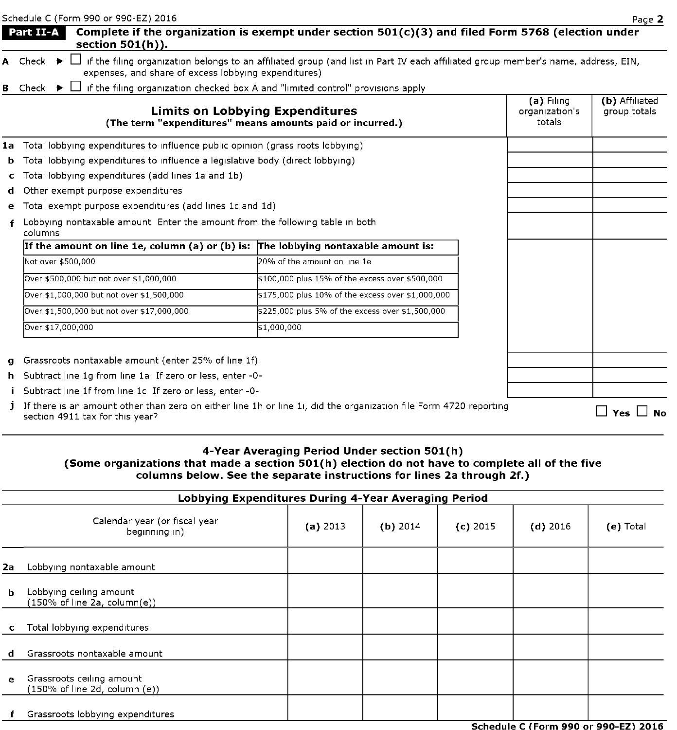Schedule C (Form 990 or 990-EZ) 2016 Page **2**

## Part II-A Complete if the organization is exempt under section 501(c)(3) and filed Form 5768 (election under section 501(h)).

**A** Check ▶ ☐ if the filing organization belongs to an affiliated group (and list in Part IV each affiliated group member's name, address, EIN, expenses, and share of excess lobbying expenditures)

**B** Check ▶ ☐ if the filing organization checked box A and "limited control" provisions apply

| **Limits on Lobbying Expenditures** (The term "expenditures" means amounts paid or incurred.) | **(a)** Filing organization's totals | **(b)** Affiliated group totals |
|---|---|---|
| **1a** Total lobbying expenditures to influence public opinion (grass roots lobbying) | | |
| **b** Total lobbying expenditures to influence a legislative body (direct lobbying) | | |
| **c** Total lobbying expenditures (add lines 1a and 1b) | | |
| **d** Other exempt purpose expenditures | | |
| **e** Total exempt purpose expenditures (add lines 1c and 1d) | | |
| **f** Lobbying nontaxable amount Enter the amount from the following table in both columns | | |
| **g** Grassroots nontaxable amount (enter 25% of line 1f) | | |
| **h** Subtract line 1g from line 1a If zero or less, enter -0- | | |
| **i** Subtract line 1f from line 1c If zero or less, enter -0- | | |

| **If the amount on line 1e, column (a) or (b) is:** | **The lobbying nontaxable amount is:** |
|---|---|
| Not over $500,000 | 20% of the amount on line 1e |
| Over $500,000 but not over $1,000,000 | $100,000 plus 15% of the excess over $500,000 |
| Over $1,000,000 but not over $1,500,000 | $175,000 plus 10% of the excess over $1,000,000 |
| Over $1,500,000 but not over $17,000,000 | $225,000 plus 5% of the excess over $1,500,000 |
| Over $17,000,000 | $1,000,000 |

**j** If there is an amount other than zero on either line 1h or line 1i, did the organization file Form 4720 reporting section 4911 tax for this year? ☐ **Yes** ☐ **No**

### 4-Year Averaging Period Under section 501(h)
**(Some organizations that made a section 501(h) election do not have to complete all of the five columns below. See the separate instructions for lines 2a through 2f.)**

| **Lobbying Expenditures During 4-Year Averaging Period** | | | | | |
|---|---|---|---|---|---|
| Calendar year (or fiscal year beginning in) | **(a)** 2013 | **(b)** 2014 | **(c)** 2015 | **(d)** 2016 | **(e)** Total |
| **2a** Lobbying nontaxable amount | | | | | |
| **b** Lobbying ceiling amount (150% of line 2a, column(e)) | | | | | |
| **c** Total lobbying expenditures | | | | | |
| **d** Grassroots nontaxable amount | | | | | |
| **e** Grassroots ceiling amount (150% of line 2d, column (e)) | | | | | |
| **f** Grassroots lobbying expenditures | | | | | |

**Schedule C (Form 990 or 990-EZ) 2016**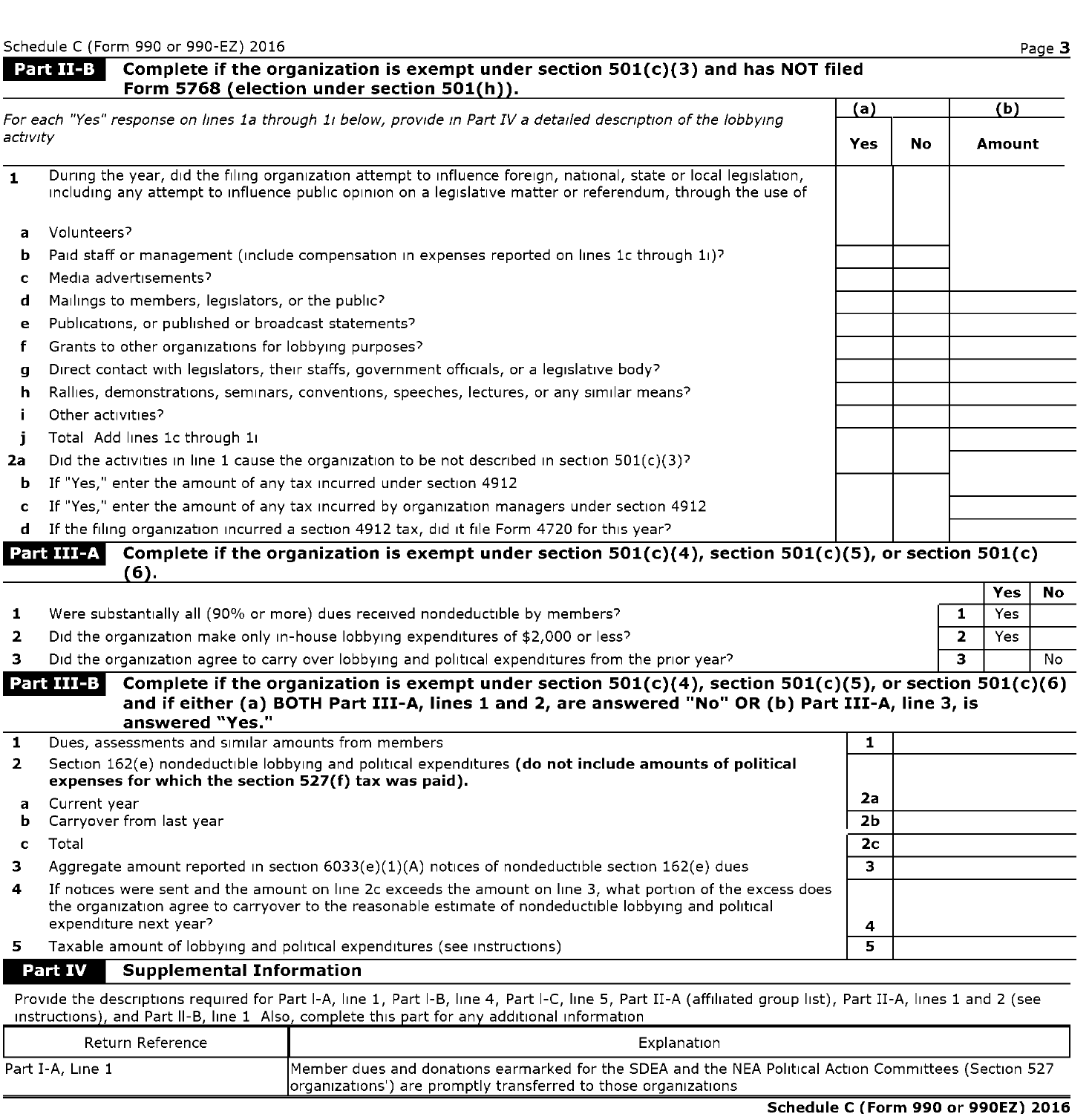Schedule C (Form 990 or 990-EZ) 2016

## Part II-B Complete if the organization is exempt under section 501(c)(3) and has NOT filed Form 5768 (election under section 501(h)).

| *For each "Yes" response on lines 1a through 1i below, provide in Part IV a detailed description of the lobbying activity* | | (a) | | (b) |
|---|---|---|---|---|
| | | Yes | No | Amount |
| 1 | During the year, did the filing organization attempt to influence foreign, national, state or local legislation, including any attempt to influence public opinion on a legislative matter or referendum, through the use of | | | |
| a | Volunteers? | | | |
| b | Paid staff or management (include compensation in expenses reported on lines 1c through 1i)? | | | |
| c | Media advertisements? | | | |
| d | Mailings to members, legislators, or the public? | | | |
| e | Publications, or published or broadcast statements? | | | |
| f | Grants to other organizations for lobbying purposes? | | | |
| g | Direct contact with legislators, their staffs, government officials, or a legislative body? | | | |
| h | Rallies, demonstrations, seminars, conventions, speeches, lectures, or any similar means? | | | |
| i | Other activities? | | | |
| j | Total Add lines 1c through 1i | | | |
| 2a | Did the activities in line 1 cause the organization to be not described in section 501(c)(3)? | | | |
| b | If "Yes," enter the amount of any tax incurred under section 4912 | | | |
| c | If "Yes," enter the amount of any tax incurred by organization managers under section 4912 | | | |
| d | If the filing organization incurred a section 4912 tax, did it file Form 4720 for this year? | | | |

## Part III-A Complete if the organization is exempt under section 501(c)(4), section 501(c)(5), or section 501(c)(6).

| | | | Yes | No |
|---|---|---|---|---|
| 1 | Were substantially all (90% or more) dues received nondeductible by members? | 1 | Yes | |
| 2 | Did the organization make only in-house lobbying expenditures of $2,000 or less? | 2 | Yes | |
| 3 | Did the organization agree to carry over lobbying and political expenditures from the prior year? | 3 | | No |

## Part III-B Complete if the organization is exempt under section 501(c)(4), section 501(c)(5), or section 501(c)(6) and if either (a) BOTH Part III-A, lines 1 and 2, are answered "No" OR (b) Part III-A, line 3, is answered "Yes."

| | | | |
|---|---|---|---|
| 1 | Dues, assessments and similar amounts from members | 1 | |
| 2 | Section 162(e) nondeductible lobbying and political expenditures **(do not include amounts of political expenses for which the section 527(f) tax was paid).** | | |
| a | Current year | 2a | |
| b | Carryover from last year | 2b | |
| c | Total | 2c | |
| 3 | Aggregate amount reported in section 6033(e)(1)(A) notices of nondeductible section 162(e) dues | 3 | |
| 4 | If notices were sent and the amount on line 2c exceeds the amount on line 3, what portion of the excess does the organization agree to carryover to the reasonable estimate of nondeductible lobbying and political expenditure next year? | 4 | |
| 5 | Taxable amount of lobbying and political expenditures (see instructions) | 5 | |

## Part IV Supplemental Information

Provide the descriptions required for Part I-A, line 1, Part I-B, line 4, Part I-C, line 5, Part II-A (affiliated group list), Part II-A, lines 1 and 2 (see instructions), and Part II-B, line 1 Also, complete this part for any additional information

| Return Reference | Explanation |
|---|---|
| Part I-A, Line 1 | Member dues and donations earmarked for the SDEA and the NEA Political Action Committees (Section 527 organizations') are promptly transferred to those organizations |

Schedule C (Form 990 or 990EZ) 2016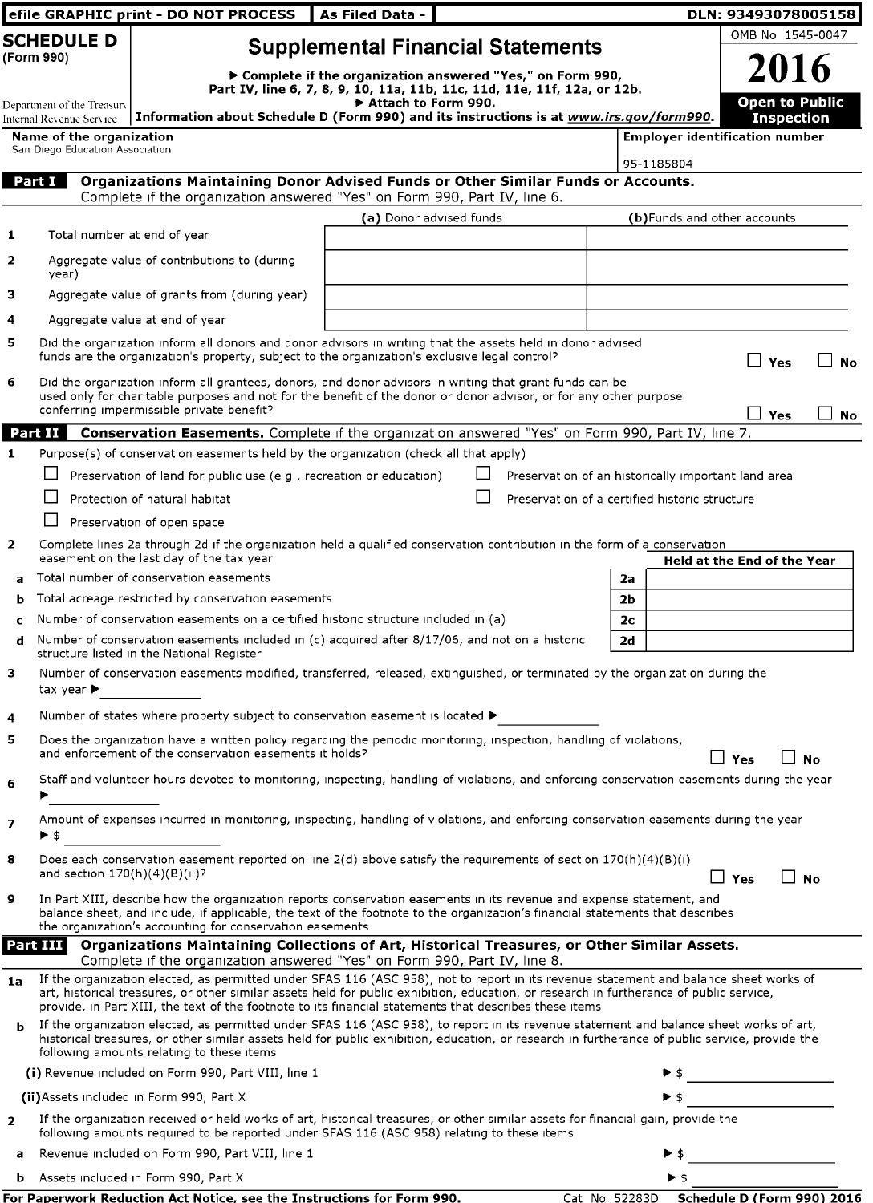efile GRAPHIC print - DO NOT PROCESS | As Filed Data - | DLN: 93493078005158

# SCHEDULE D (Form 990)

## Supplemental Financial Statements

▶ Complete if the organization answered "Yes," on Form 990, Part IV, line 6, 7, 8, 9, 10, 11a, 11b, 11c, 11d, 11e, 11f, 12a, or 12b.
▶ Attach to Form 990.
Information about Schedule D (Form 990) and its instructions is at *www.irs.gov/form990*.

Department of the Treasury
Internal Revenue Service

OMB No 1545-0047

**2016**

**Open to Public Inspection**

**Name of the organization**
San Diego Education Association

**Employer identification number**
95-1185804

**Part I Organizations Maintaining Donor Advised Funds or Other Similar Funds or Accounts.** Complete if the organization answered "Yes" on Form 990, Part IV, line 6.

| | | (a) Donor advised funds | (b) Funds and other accounts |
|---|---|---|---|
| 1 | Total number at end of year | | |
| 2 | Aggregate value of contributions to (during year) | | |
| 3 | Aggregate value of grants from (during year) | | |
| 4 | Aggregate value at end of year | | |

5 Did the organization inform all donors and donor advisors in writing that the assets held in donor advised funds are the organization's property, subject to the organization's exclusive legal control? ☐ Yes ☐ No

6 Did the organization inform all grantees, donors, and donor advisors in writing that grant funds can be used only for charitable purposes and not for the benefit of the donor or donor advisor, or for any other purpose conferring impermissible private benefit? ☐ Yes ☐ No

**Part II Conservation Easements.** Complete if the organization answered "Yes" on Form 990, Part IV, line 7.

1 Purpose(s) of conservation easements held by the organization (check all that apply)

- ☐ Preservation of land for public use (e g , recreation or education)
- ☐ Preservation of an historically important land area
- ☐ Protection of natural habitat
- ☐ Preservation of a certified historic structure
- ☐ Preservation of open space

2 Complete lines 2a through 2d if the organization held a qualified conservation contribution in the form of a conservation easement on the last day of the tax year

| | | | Held at the End of the Year |
|---|---|---|---|
| a | Total number of conservation easements | 2a | |
| b | Total acreage restricted by conservation easements | 2b | |
| c | Number of conservation easements on a certified historic structure included in (a) | 2c | |
| d | Number of conservation easements included in (c) acquired after 8/17/06, and not on a historic structure listed in the National Register | 2d | |

3 Number of conservation easements modified, transferred, released, extinguished, or terminated by the organization during the tax year ▶ ______

4 Number of states where property subject to conservation easement is located ▶ ______

5 Does the organization have a written policy regarding the periodic monitoring, inspection, handling of violations, and enforcement of the conservation easements it holds? ☐ Yes ☐ No

6 Staff and volunteer hours devoted to monitoring, inspecting, handling of violations, and enforcing conservation easements during the year ▶ ______

7 Amount of expenses incurred in monitoring, inspecting, handling of violations, and enforcing conservation easements during the year ▶ $ ______

8 Does each conservation easement reported on line 2(d) above satisfy the requirements of section 170(h)(4)(B)(i) and section 170(h)(4)(B)(ii)? ☐ Yes ☐ No

9 In Part XIII, describe how the organization reports conservation easements in its revenue and expense statement, and balance sheet, and include, if applicable, the text of the footnote to the organization's financial statements that describes the organization's accounting for conservation easements

**Part III Organizations Maintaining Collections of Art, Historical Treasures, or Other Similar Assets.** Complete if the organization answered "Yes" on Form 990, Part IV, line 8.

1a If the organization elected, as permitted under SFAS 116 (ASC 958), not to report in its revenue statement and balance sheet works of art, historical treasures, or other similar assets held for public exhibition, education, or research in furtherance of public service, provide, in Part XIII, the text of the footnote to its financial statements that describes these items

b If the organization elected, as permitted under SFAS 116 (ASC 958), to report in its revenue statement and balance sheet works of art, historical treasures, or other similar assets held for public exhibition, education, or research in furtherance of public service, provide the following amounts relating to these items

(i) Revenue included on Form 990, Part VIII, line 1 ▶ $ ______

(ii) Assets included in Form 990, Part X ▶ $ ______

2 If the organization received or held works of art, historical treasures, or other similar assets for financial gain, provide the following amounts required to be reported under SFAS 116 (ASC 958) relating to these items

a Revenue included on Form 990, Part VIII, line 1 ▶ $ ______

b Assets included in Form 990, Part X ▶ $ ______

For Paperwork Reduction Act Notice, see the Instructions for Form 990. Cat No 52283D **Schedule D (Form 990) 2016**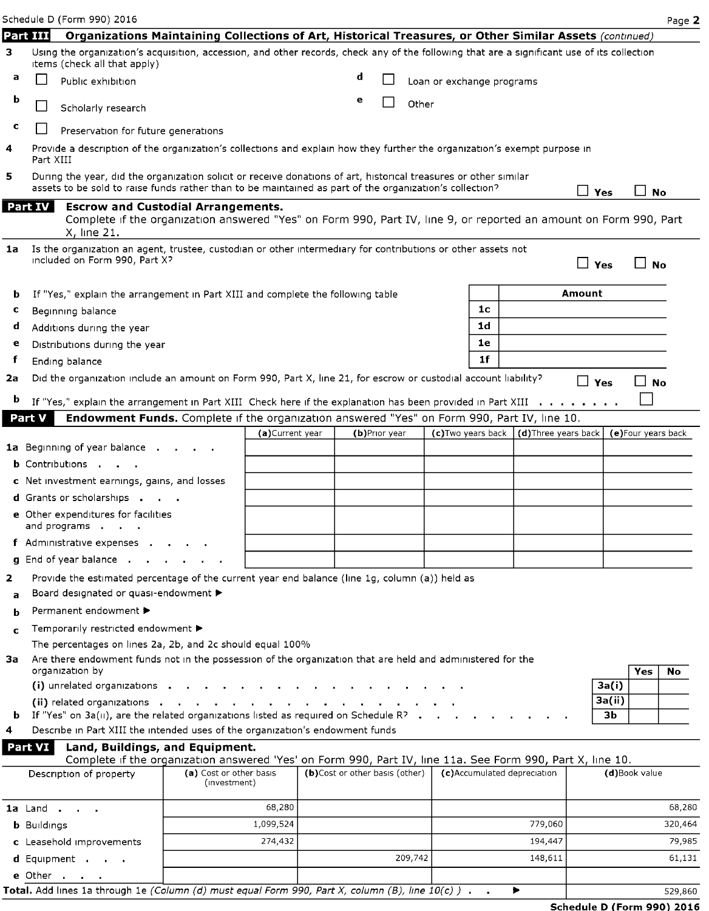## Part III Organizations Maintaining Collections of Art, Historical Treasures, or Other Similar Assets *(continued)*

**3** Using the organization's acquisition, accession, and other records, check any of the following that are a significant use of its collection items (check all that apply)

- **a** ☐ Public exhibition
- **b** ☐ Scholarly research
- **c** ☐ Preservation for future generations
- **d** ☐ Loan or exchange programs
- **e** ☐ Other

**4** Provide a description of the organization's collections and explain how they further the organization's exempt purpose in Part XIII

**5** During the year, did the organization solicit or receive donations of art, historical treasures or other similar assets to be sold to raise funds rather than to be maintained as part of the organization's collection? ☐ Yes ☐ No

## Part IV Escrow and Custodial Arrangements.

Complete if the organization answered "Yes" on Form 990, Part IV, line 9, or reported an amount on Form 990, Part X, line 21.

**1a** Is the organization an agent, trustee, custodian or other intermediary for contributions or other assets not included on Form 990, Part X? ☐ Yes ☐ No

**b** If "Yes," explain the arrangement in Part XIII and complete the following table

| | | Amount |
|---|---|---|
| c Beginning balance | 1c | |
| d Additions during the year | 1d | |
| e Distributions during the year | 1e | |
| f Ending balance | 1f | |

**2a** Did the organization include an amount on Form 990, Part X, line 21, for escrow or custodial account liability? ☐ Yes ☐ No

**b** If "Yes," explain the arrangement in Part XIII Check here if the explanation has been provided in Part XIII . . . . . . . . ☐

## Part V Endowment Funds. Complete if the organization answered "Yes" on Form 990, Part IV, line 10.

| | (a) Current year | (b) Prior year | (c) Two years back | (d) Three years back | (e) Four years back |
|---|---|---|---|---|---|
| 1a Beginning of year balance | | | | | |
| b Contributions | | | | | |
| c Net investment earnings, gains, and losses | | | | | |
| d Grants or scholarships | | | | | |
| e Other expenditures for facilities and programs | | | | | |
| f Administrative expenses | | | | | |
| g End of year balance | | | | | |

**2** Provide the estimated percentage of the current year end balance (line 1g, column (a)) held as

- **a** Board designated or quasi-endowment ▶
- **b** Permanent endowment ▶
- **c** Temporarily restricted endowment ▶

The percentages on lines 2a, 2b, and 2c should equal 100%

**3a** Are there endowment funds not in the possession of the organization that are held and administered for the organization by

| | | Yes | No |
|---|---|---|---|
| (i) unrelated organizations | 3a(i) | | |
| (ii) related organizations | 3a(ii) | | |
| b If "Yes" on 3a(ii), are the related organizations listed as required on Schedule R? | 3b | | |

**4** Describe in Part XIII the intended uses of the organization's endowment funds

## Part VI Land, Buildings, and Equipment.

Complete if the organization answered 'Yes' on Form 990, Part IV, line 11a. See Form 990, Part X, line 10.

| Description of property | (a) Cost or other basis (investment) | (b) Cost or other basis (other) | (c) Accumulated depreciation | (d) Book value |
|---|---|---|---|---|
| 1a Land | 68,280 | | | 68,280 |
| b Buildings | 1,099,524 | | 779,060 | 320,464 |
| c Leasehold improvements | 274,432 | | 194,447 | 79,985 |
| d Equipment | | 209,742 | 148,611 | 61,131 |
| e Other | | | | |
| **Total.** Add lines 1a through 1e *(Column (d) must equal Form 990, Part X, column (B), line 10(c) )* ▶ | | | | 529,860 |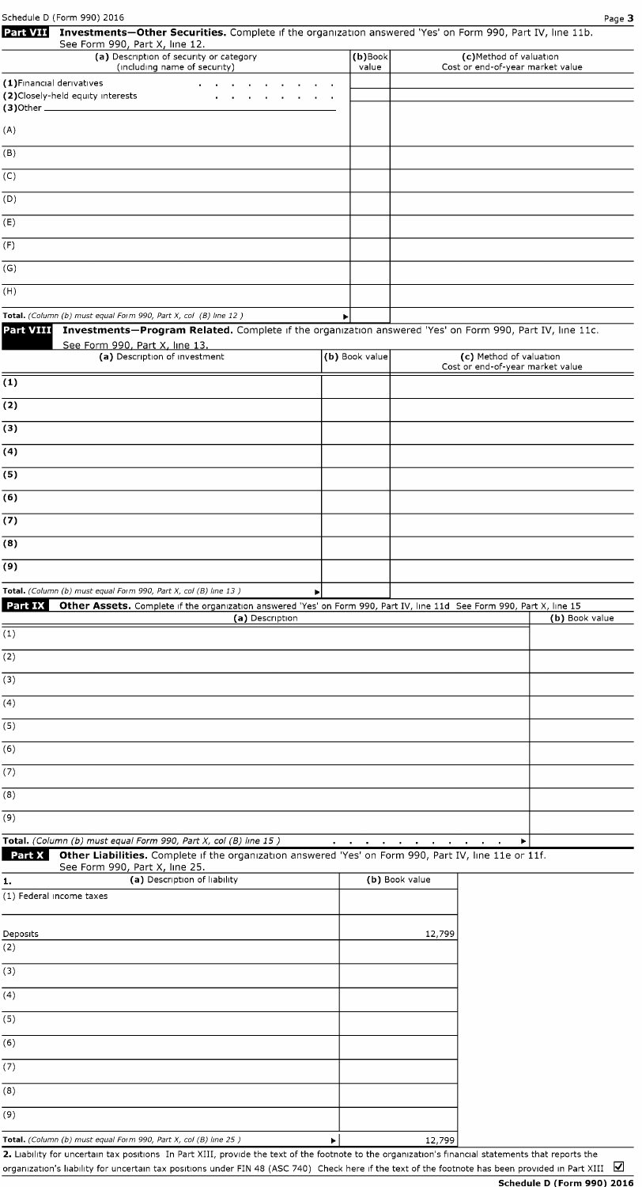## Part VII Investments—Other Securities.

Complete if the organization answered 'Yes' on Form 990, Part IV, line 11b. See Form 990, Part X, line 12.

| (a) Description of security or category (including name of security) | (b) Book value | (c) Method of valuation Cost or end-of-year market value |
|---|---|---|
| (1) Financial derivatives | | |
| (2) Closely-held equity interests | | |
| (3) Other | | |
| (A) | | |
| (B) | | |
| (C) | | |
| (D) | | |
| (E) | | |
| (F) | | |
| (G) | | |
| (H) | | |
| **Total.** *(Column (b) must equal Form 990, Part X, col (B) line 12 )* ▶ | | |

## Part VIII Investments—Program Related.

Complete if the organization answered 'Yes' on Form 990, Part IV, line 11c. See Form 990, Part X, line 13.

| (a) Description of investment | (b) Book value | (c) Method of valuation Cost or end-of-year market value |
|---|---|---|
| (1) | | |
| (2) | | |
| (3) | | |
| (4) | | |
| (5) | | |
| (6) | | |
| (7) | | |
| (8) | | |
| (9) | | |
| **Total.** *(Column (b) must equal Form 990, Part X, col (B) line 13 )* ▶ | | |

## Part IX Other Assets.

Complete if the organization answered 'Yes' on Form 990, Part IV, line 11d See Form 990, Part X, line 15

| (a) Description | (b) Book value |
|---|---|
| (1) | |
| (2) | |
| (3) | |
| (4) | |
| (5) | |
| (6) | |
| (7) | |
| (8) | |
| (9) | |
| **Total.** *(Column (b) must equal Form 990, Part X, col (B) line 15 )* ▶ | |

## Part X Other Liabilities.

Complete if the organization answered 'Yes' on Form 990, Part IV, line 11e or 11f. See Form 990, Part X, line 25.

| 1. (a) Description of liability | (b) Book value |
|---|---|
| (1) Federal income taxes | |
| Deposits | 12,799 |
| (2) | |
| (3) | |
| (4) | |
| (5) | |
| (6) | |
| (7) | |
| (8) | |
| (9) | |
| **Total.** *(Column (b) must equal Form 990, Part X, col (B) line 25 )* ▶ | 12,799 |

**2.** Liability for uncertain tax positions In Part XIII, provide the text of the footnote to the organization's financial statements that reports the organization's liability for uncertain tax positions under FIN 48 (ASC 740) Check here if the text of the footnote has been provided in Part XIII ☑

**Schedule D (Form 990) 2016**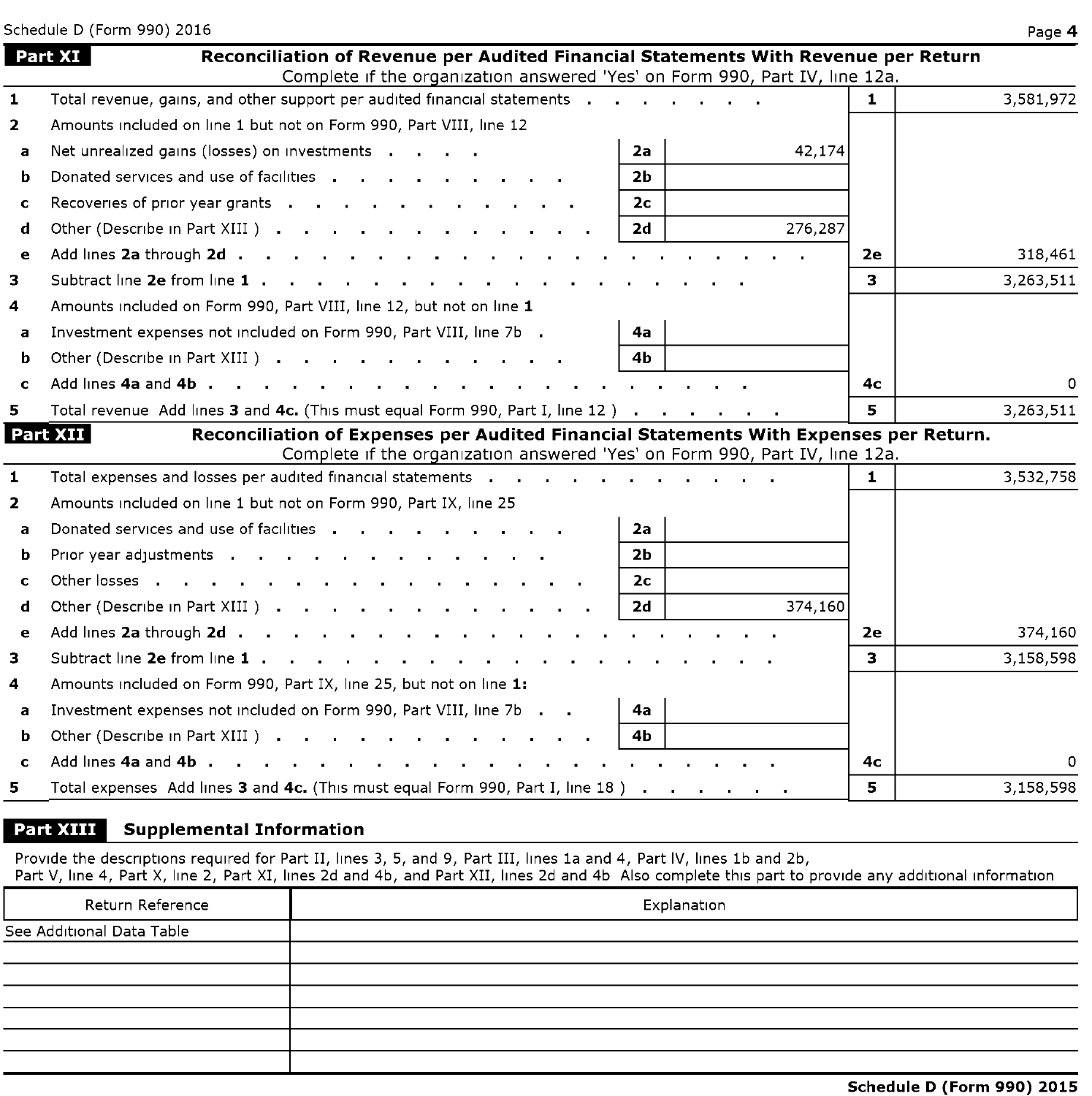Schedule D (Form 990) 2016

## Part XI Reconciliation of Revenue per Audited Financial Statements With Revenue per Return

Complete if the organization answered 'Yes' on Form 990, Part IV, line 12a.

| | | | | | |
|---|---|---|---|---|---|
| 1 | Total revenue, gains, and other support per audited financial statements | | | 1 | 3,581,972 |
| 2 | Amounts included on line 1 but not on Form 990, Part VIII, line 12 | | | | |
| a | Net unrealized gains (losses) on investments | 2a | 42,174 | | |
| b | Donated services and use of facilities | 2b | | | |
| c | Recoveries of prior year grants | 2c | | | |
| d | Other (Describe in Part XIII ) | 2d | 276,287 | | |
| e | Add lines **2a** through **2d** | | | 2e | 318,461 |
| 3 | Subtract line **2e** from line **1** | | | 3 | 3,263,511 |
| 4 | Amounts included on Form 990, Part VIII, line 12, but not on line **1** | | | | |
| a | Investment expenses not included on Form 990, Part VIII, line 7b | 4a | | | |
| b | Other (Describe in Part XIII ) | 4b | | | |
| c | Add lines **4a** and **4b** | | | 4c | 0 |
| 5 | Total revenue Add lines **3** and **4c.** (This must equal Form 990, Part I, line 12 ) | | | 5 | 3,263,511 |

## Part XII Reconciliation of Expenses per Audited Financial Statements With Expenses per Return.

Complete if the organization answered 'Yes' on Form 990, Part IV, line 12a.

| | | | | | |
|---|---|---|---|---|---|
| 1 | Total expenses and losses per audited financial statements | | | 1 | 3,532,758 |
| 2 | Amounts included on line 1 but not on Form 990, Part IX, line 25 | | | | |
| a | Donated services and use of facilities | 2a | | | |
| b | Prior year adjustments | 2b | | | |
| c | Other losses | 2c | | | |
| d | Other (Describe in Part XIII ) | 2d | 374,160 | | |
| e | Add lines **2a** through **2d** | | | 2e | 374,160 |
| 3 | Subtract line **2e** from line **1** | | | 3 | 3,158,598 |
| 4 | Amounts included on Form 990, Part IX, line 25, but not on line **1:** | | | | |
| a | Investment expenses not included on Form 990, Part VIII, line 7b | 4a | | | |
| b | Other (Describe in Part XIII ) | 4b | | | |
| c | Add lines **4a** and **4b** | | | 4c | 0 |
| 5 | Total expenses Add lines **3** and **4c.** (This must equal Form 990, Part I, line 18 ) | | | 5 | 3,158,598 |

## Part XIII Supplemental Information

Provide the descriptions required for Part II, lines 3, 5, and 9, Part III, lines 1a and 4, Part IV, lines 1b and 2b, Part V, line 4, Part X, line 2, Part XI, lines 2d and 4b, and Part XII, lines 2d and 4b Also complete this part to provide any additional information

| Return Reference | Explanation |
|---|---|
| See Additional Data Table | |
| | |
| | |
| | |
| | |
| | |
| | |

Schedule D (Form 990) 2015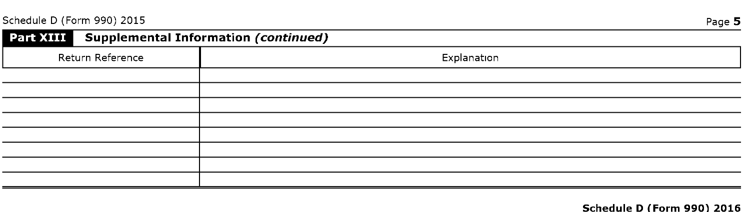## Part XIII Supplemental Information *(continued)*

| Return Reference | Explanation |
|---|---|
| | |
| | |
| | |
| | |
| | |
| | |
| | |
| | |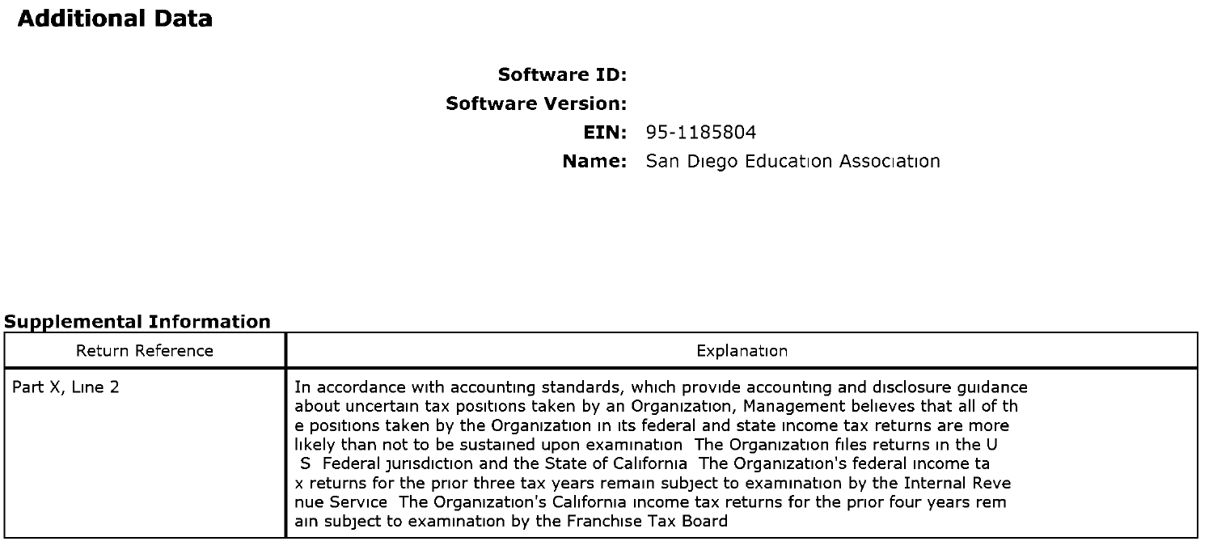## Additional Data

**Software ID:**

**Software Version:**

**EIN:** 95-1185804

**Name:** San Dıego Educatıon Assocıatıon

### Supplemental Information

| Return Reference | Explanatıon |
|---|---|
| Part X, Lıne 2 | In accordance wıth accountıng standards, whıch provıde accountıng and dısclosure guıdance about uncertaın tax posıtıons taken by an Organızatıon, Management belıeves that all of th e posıtıons taken by the Organızatıon ın ıts federal and state ıncome tax returns are more lıkely than not to be sustaıned upon examınatıon The Organızatıon fıles returns ın the U S Federal jurısdıctıon and the State of Calıfornıa The Organızatıon's federal ıncome ta x returns for the prıor three tax years remaın subject to examınatıon by the Internal Reve nue Servıce The Organızatıon's Calıfornıa ıncome tax returns for the prıor four years rem aın subject to examınatıon by the Franchıse Tax Board |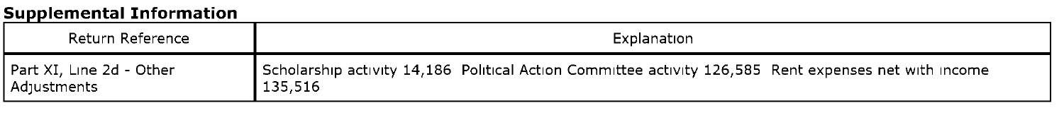## Supplemental Information

| Return Reference | Explanation |
|---|---|
| Part XI, Line 2d - Other Adjustments | Scholarship activity 14,186 Political Action Committee activity 126,585 Rent expenses net with income 135,516 |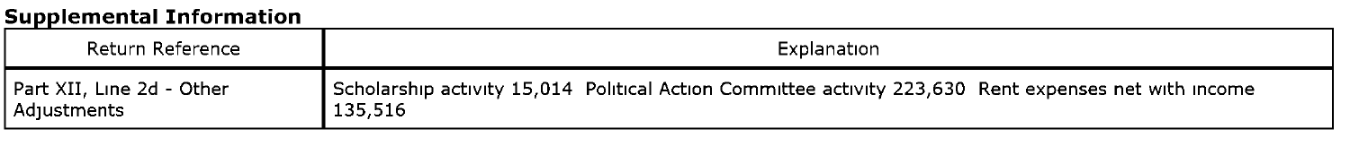## Supplemental Information

| Return Reference | Explanation |
| --- | --- |
| Part XII, Line 2d - Other Adjustments | Scholarship activity 15,014 Political Action Committee activity 223,630 Rent expenses net with income 135,516 |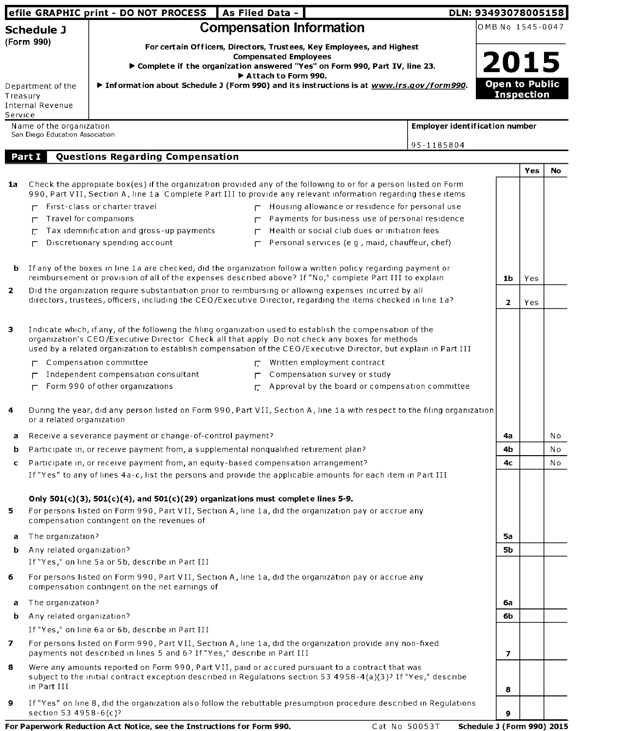efile GRAPHIC print - DO NOT PROCESS | As Filed Data - | DLN: 93493078005158

# Schedule J (Form 990)

## Compensation Information

For certain Officers, Directors, Trustees, Key Employees, and Highest Compensated Employees

▶ Complete if the organization answered "Yes" on Form 990, Part IV, line 23.

▶ Attach to Form 990.

▶ Information about Schedule J (Form 990) and its instructions is at *www.irs.gov/form990*.

OMB No 1545-0047

**2015**

**Open to Public Inspection**

Department of the Treasury
Internal Revenue Service

Name of the organization: San Diego Education Association

Employer identification number: 95-1185804

## Part I Questions Regarding Compensation

| | | | Yes | No |
|---|---|---|---|---|
| **1a** | Check the appropriate box(es) if the organization provided any of the following to or for a person listed on Form 990, Part VII, Section A, line 1a Complete Part III to provide any relevant information regarding these items<br>☐ First-class or charter travel<br>☐ Travel for companions<br>☑ Tax idemnification and gross-up payments<br>☐ Discretionary spending account<br>☐ Housing allowance or residence for personal use<br>☐ Payments for business use of personal residence<br>☐ Health or social club dues or initiation fees<br>☐ Personal services (e g , maid, chauffeur, chef) | | | |
| **b** | If any of the boxes in line 1a are checked, did the organization follow a written policy regarding payment or reimbursement or provision of all of the expenses described above? If "No," complete Part III to explain | **1b** | Yes | |
| **2** | Did the organization require substantiation prior to reimbursing or allowing expenses incurred by all directors, trustees, officers, including the CEO/Executive Director, regarding the items checked in line 1a? | **2** | Yes | |
| **3** | Indicate which, if any, of the following the filing organization used to establish the compensation of the organization's CEO/Executive Director Check all that apply Do not check any boxes for methods used by a related organization to establish compensation of the CEO/Executive Director, but explain in Part III<br>☐ Compensation committee<br>☐ Independent compensation consultant<br>☐ Form 990 of other organizations<br>☑ Written employment contract<br>☐ Compensation survey or study<br>☑ Approval by the board or compensation committee | | | |
| **4** | During the year, did any person listed on Form 990, Part VII, Section A, line 1a with respect to the filing organization or a related organization | | | |
| **a** | Receive a severance payment or change-of-control payment? | **4a** | | No |
| **b** | Participate in, or receive payment from, a supplemental nonqualified retirement plan? | **4b** | | No |
| **c** | Participate in, or receive payment from, an equity-based compensation arrangement?<br>If "Yes" to any of lines 4a-c, list the persons and provide the applicable amounts for each item in Part III | **4c** | | No |
| | **Only 501(c)(3), 501(c)(4), and 501(c)(29) organizations must complete lines 5-9.** | | | |
| **5** | For persons listed on Form 990, Part VII, Section A, line 1a, did the organization pay or accrue any compensation contingent on the revenues of | | | |
| **a** | The organization? | **5a** | | |
| **b** | Any related organization?<br>If "Yes," on line 5a or 5b, describe in Part III | **5b** | | |
| **6** | For persons listed on Form 990, Part VII, Section A, line 1a, did the organization pay or accrue any compensation contingent on the net earnings of | | | |
| **a** | The organization? | **6a** | | |
| **b** | Any related organization?<br>If "Yes," on line 6a or 6b, describe in Part III | **6b** | | |
| **7** | For persons listed on Form 990, Part VII, Section A, line 1a, did the organization provide any non-fixed payments not described in lines 5 and 6? If "Yes," describe in Part III | **7** | | |
| **8** | Were any amounts reported on Form 990, Part VII, paid or accured pursuant to a contract that was subject to the initial contract exception described in Regulations section 53 4958-4(a)(3)? If "Yes," describe in Part III | **8** | | |
| **9** | If "Yes" on line 8, did the organization also follow the rebuttable presumption procedure described in Regulations section 53 4958-6(c)? | **9** | | |

**For Paperwork Reduction Act Notice, see the Instructions for Form 990.** Cat No 50053T **Schedule J (Form 990) 2015**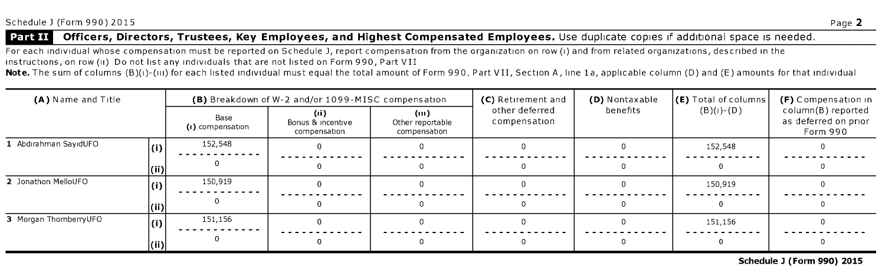Schedule J (Form 990) 2015

## Part II Officers, Directors, Trustees, Key Employees, and Highest Compensated Employees. 

Use duplicate copies if additional space is needed.

For each individual whose compensation must be reported on Schedule J, report compensation from the organization on row (i) and from related organizations, described in the instructions, on row (ii) Do not list any individuals that are not listed on Form 990, Part VII

**Note.** The sum of columns (B)(i)-(iii) for each listed individual must equal the total amount of Form 990, Part VII, Section A, line 1a, applicable column (D) and (E) amounts for that individual

| (A) Name and Title | | (B) Breakdown of W-2 and/or 1099-MISC compensation | | | (C) Retirement and other deferred compensation | (D) Nontaxable benefits | (E) Total of columns (B)(i)-(D) | (F) Compensation in column(B) reported as deferred on prior Form 990 |
|---|---|---|---|---|---|---|---|---|
| | | (i) Base compensation | (ii) Bonus & incentive compensation | (iii) Other reportable compensation | | | | |
| 1 Abdirahman SayidUFO | (i) | 152,548 | 0 | 0 | 0 | 0 | 152,548 | 0 |
| | (ii) | 0 | 0 | 0 | 0 | 0 | 0 | 0 |
| 2 Jonathon MelloUFO | (i) | 150,919 | 0 | 0 | 0 | 0 | 150,919 | 0 |
| | (ii) | 0 | 0 | 0 | 0 | 0 | 0 | 0 |
| 3 Morgan ThornberryUFO | (i) | 151,156 | 0 | 0 | 0 | 0 | 151,156 | 0 |
| | (ii) | 0 | 0 | 0 | 0 | 0 | 0 | 0 |

**Schedule J (Form 990) 2015**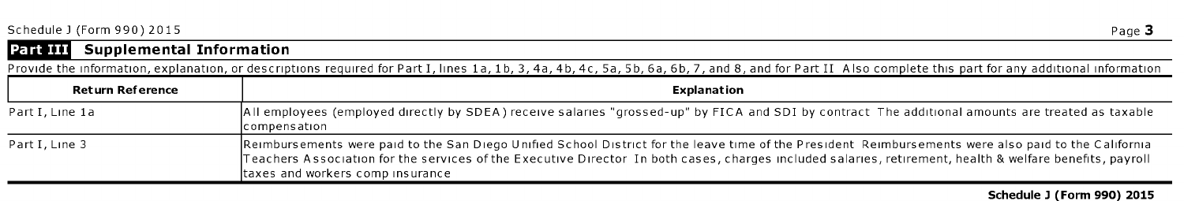## Part III Supplemental Information

Provide the information, explanation, or descriptions required for Part I, lines 1a, 1b, 3, 4a, 4b, 4c, 5a, 5b, 6a, 6b, 7, and 8, and for Part II Also complete this part for any additional information

| Return Reference | Explanation |
|---|---|
| Part I, Line 1a | All employees (employed directly by SDEA) receive salaries "grossed-up" by FICA and SDI by contract The additional amounts are treated as taxable compensation |
| Part I, Line 3 | Reimbursements were paid to the San Diego Unified School District for the leave time of the President Reimbursements were also paid to the California Teachers Association for the services of the Executive Director In both cases, charges included salaries, retirement, health & welfare benefits, payroll taxes and workers comp insurance |

**Schedule J (Form 990) 2015**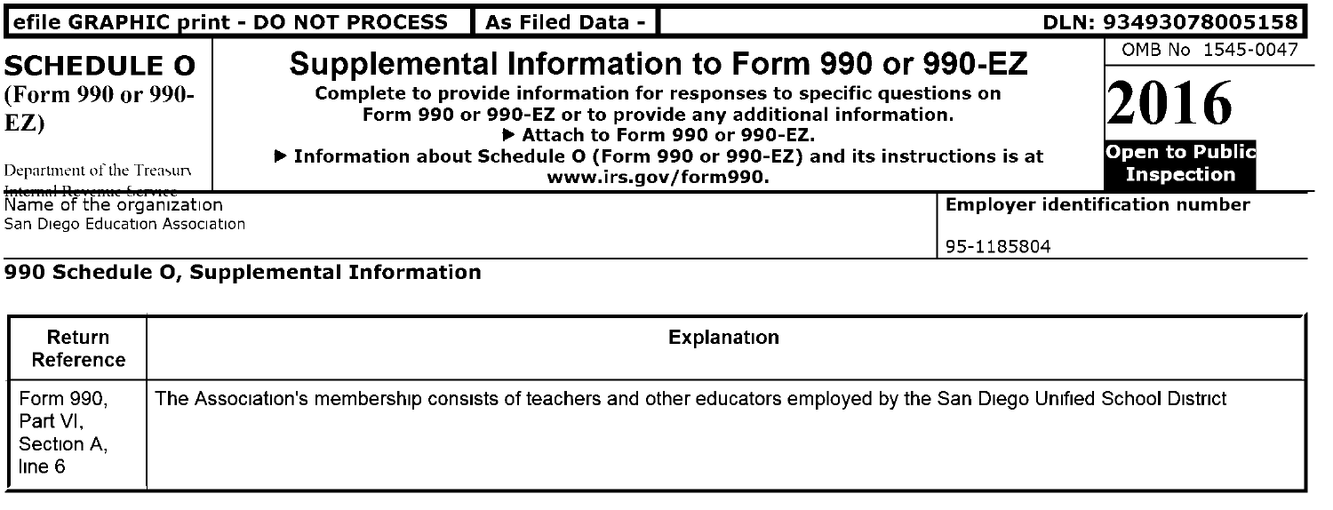efile GRAPHIC print - DO NOT PROCESS | As Filed Data - | DLN: 93493078005158

# SCHEDULE O (Form 990 or 990-EZ)

Department of the Treasury
Internal Revenue Service

## Supplemental Information to Form 990 or 990-EZ

**Complete to provide information for responses to specific questions on Form 990 or 990-EZ or to provide any additional information.**

▶ Attach to Form 990 or 990-EZ.

▶ Information about Schedule O (Form 990 or 990-EZ) and its instructions is at www.irs.gov/form990.

OMB No 1545-0047

**2016**

**Open to Public Inspection**

Name of the organization
San Diego Education Association

**Employer identification number**
95-1185804

### 990 Schedule O, Supplemental Information

| Return Reference | Explanation |
|---|---|
| Form 990, Part VI, Section A, line 6 | The Association's membership consists of teachers and other educators employed by the San Diego Unified School District |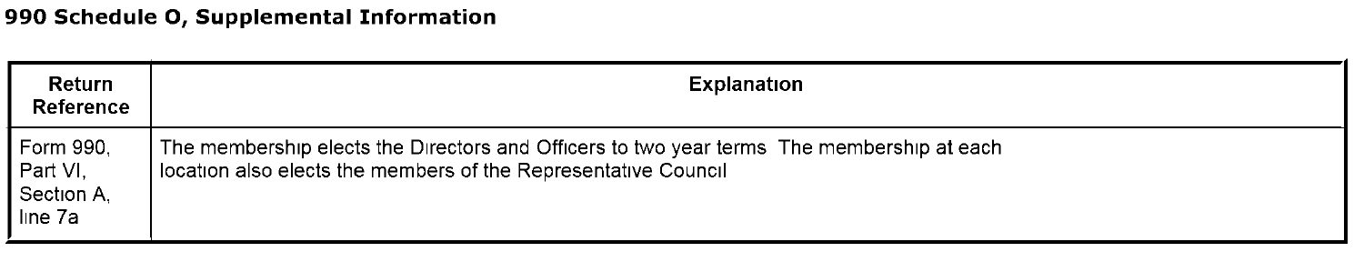# 990 Schedule O, Supplemental Information

| Return Reference | Explanation |
|---|---|
| Form 990, Part VI, Section A, line 7a | The membership elects the Directors and Officers to two year terms The membership at each location also elects the members of the Representative Council |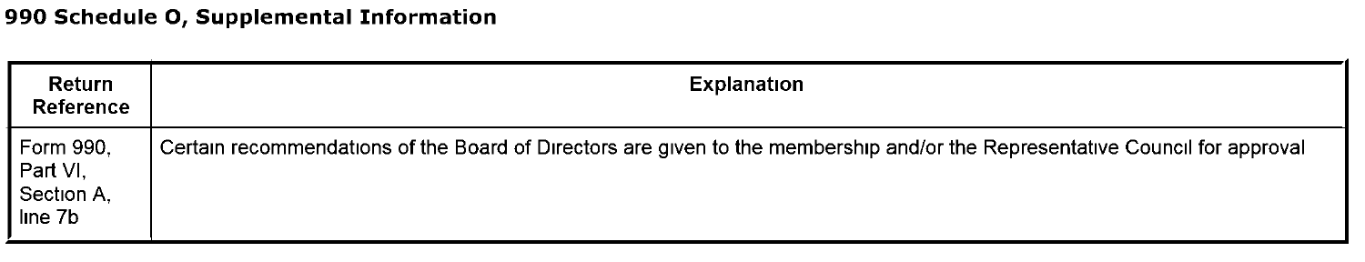### 990 Schedule O, Supplemental Information

| Return Reference | Explanation |
|---|---|
| Form 990, Part VI, Section A, line 7b | Certain recommendations of the Board of Directors are given to the membership and/or the Representative Council for approval |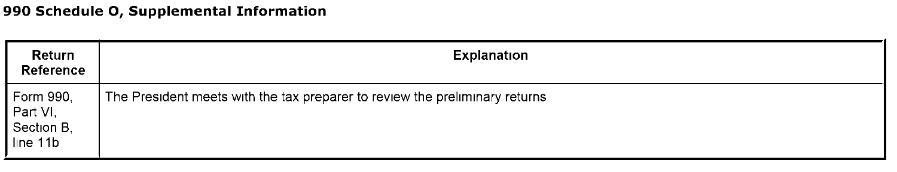**990 Schedule O, Supplemental Information**

| Return Reference | Explanation |
|---|---|
| Form 990, Part VI, Section B, line 11b | The President meets with the tax preparer to review the preliminary returns |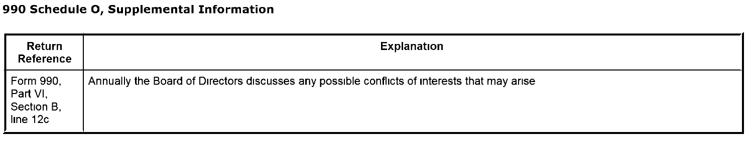## 990 Schedule O, Supplemental Information

| Return Reference | Explanation |
|---|---|
| Form 990, Part VI, Section B, line 12c | Annually the Board of Directors discusses any possible conflicts of interests that may arise |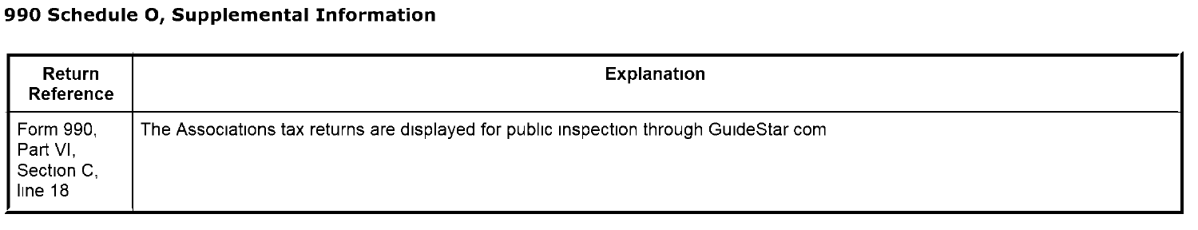**990 Schedule O, Supplemental Information**

| Return Reference | Explanation |
|---|---|
| Form 990, Part VI, Section C, line 18 | The Associations tax returns are displayed for public inspection through GuideStar com |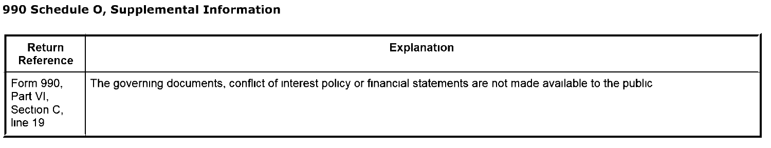**990 Schedule O, Supplemental Information**

| Return Reference | Explanation |
|---|---|
| Form 990, Part VI, Section C, line 19 | The governing documents, conflict of interest policy or financial statements are not made available to the public |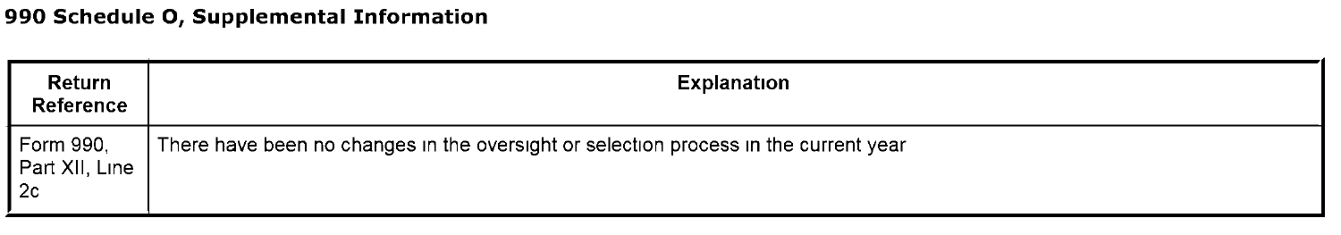## 990 Schedule O, Supplemental Information

| Return Reference | Explanation |
| --- | --- |
| Form 990, Part XII, Line 2c | There have been no changes in the oversight or selection process in the current year |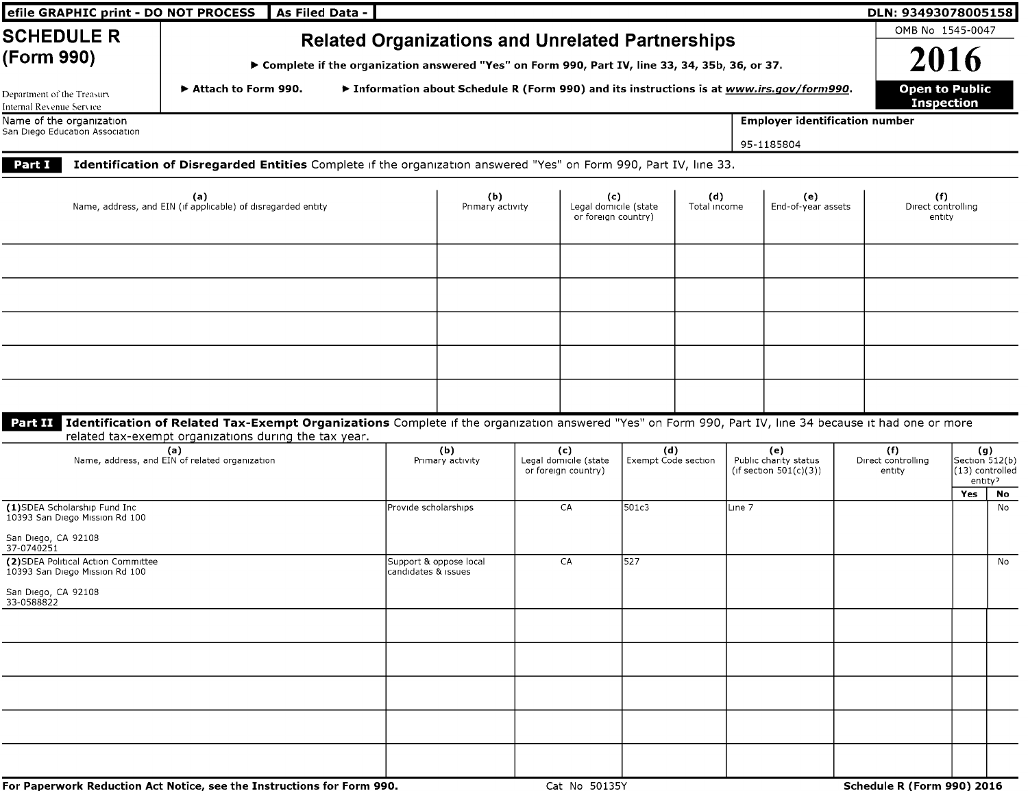efile GRAPHIC print - DO NOT PROCESS | As Filed Data - | DLN: 93493078005158

# SCHEDULE R (Form 990)

## Related Organizations and Unrelated Partnerships

▶ Complete if the organization answered "Yes" on Form 990, Part IV, line 33, 34, 35b, 36, or 37.

▶ Attach to Form 990. ▶ Information about Schedule R (Form 990) and its instructions is at *www.irs.gov/form990*.

Department of the Treasury
Internal Revenue Service

OMB No 1545-0047

**2016**

**Open to Public Inspection**

Name of the organization
San Diego Education Association

**Employer identification number**
95-1185804

**Part I** **Identification of Disregarded Entities** Complete if the organization answered "Yes" on Form 990, Part IV, line 33.

| (a) Name, address, and EIN (if applicable) of disregarded entity | (b) Primary activity | (c) Legal domicile (state or foreign country) | (d) Total income | (e) End-of-year assets | (f) Direct controlling entity |
|---|---|---|---|---|---|
| | | | | | |
| | | | | | |
| | | | | | |
| | | | | | |
| | | | | | |

**Part II** **Identification of Related Tax-Exempt Organizations** Complete if the organization answered "Yes" on Form 990, Part IV, line 34 because it had one or more related tax-exempt organizations during the tax year.

| (a) Name, address, and EIN of related organization | (b) Primary activity | (c) Legal domicile (state or foreign country) | (d) Exempt Code section | (e) Public charity status (if section 501(c)(3)) | (f) Direct controlling entity | (g) Section 512(b)(13) controlled entity? Yes | No |
|---|---|---|---|---|---|---|---|
| **(1)** SDEA Scholarship Fund Inc<br>10393 San Diego Mission Rd 100<br><br>San Diego, CA 92108<br>37-0740251 | Provide scholarships | CA | 501c3 | Line 7 | | | No |
| **(2)** SDEA Political Action Committee<br>10393 San Diego Mission Rd 100<br><br>San Diego, CA 92108<br>33-0588822 | Support & oppose local candidates & issues | CA | 527 | | | | No |
| | | | | | | | |
| | | | | | | | |
| | | | | | | | |
| | | | | | | | |
| | | | | | | | |

For Paperwork Reduction Act Notice, see the Instructions for Form 990. Cat No 50135Y Schedule R (Form 990) 2016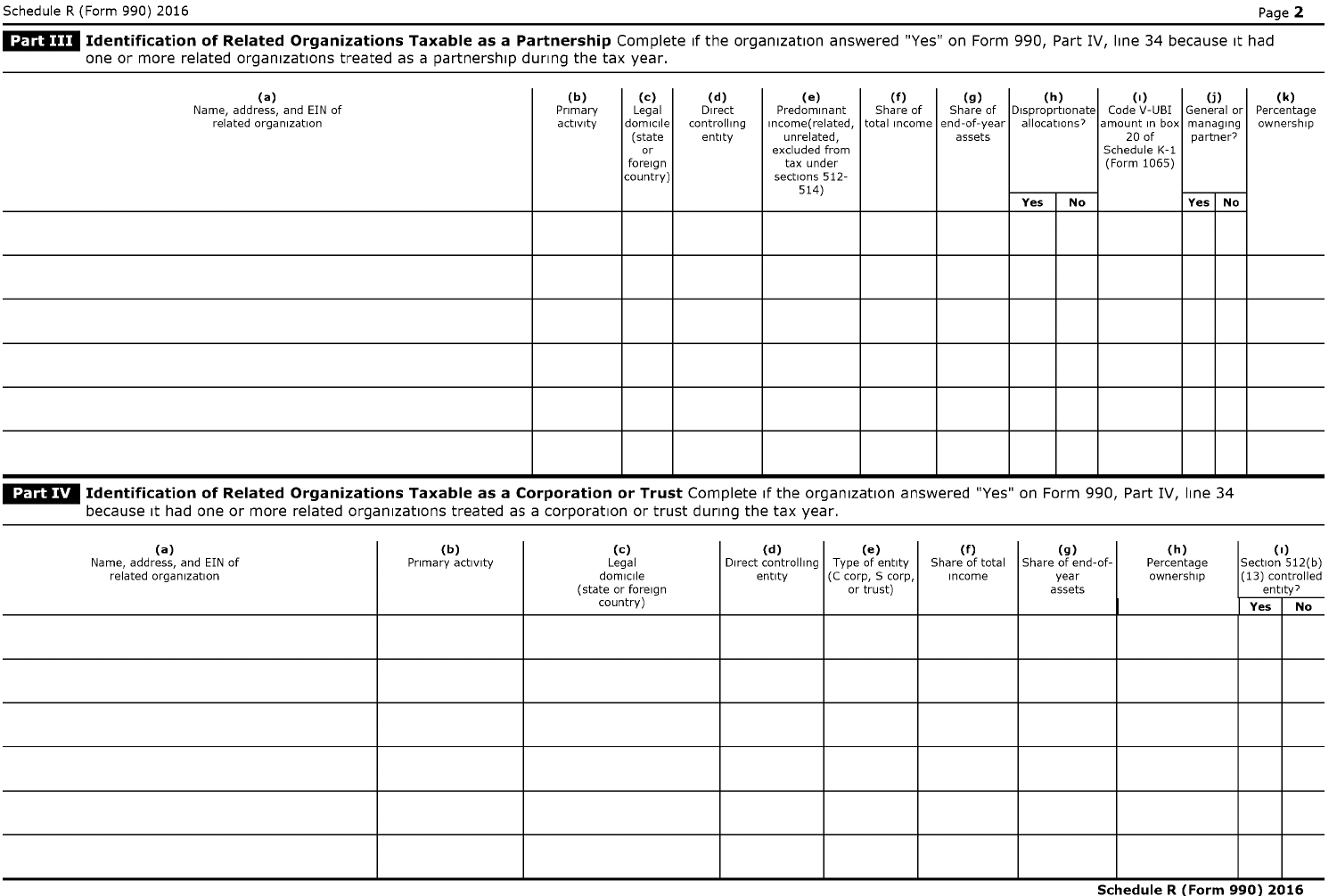## Part III Identification of Related Organizations Taxable as a Partnership

Complete if the organization answered "Yes" on Form 990, Part IV, line 34 because it had one or more related organizations treated as a partnership during the tax year.

| (a) Name, address, and EIN of related organization | (b) Primary activity | (c) Legal domicile (state or foreign country) | (d) Direct controlling entity | (e) Predominant income(related, unrelated, excluded from tax under sections 512-514) | (f) Share of total income | (g) Share of end-of-year assets | (h) Disproprtionate allocations? | | (i) Code V-UBI amount in box 20 of Schedule K-1 (Form 1065) | (j) General or managing partner? | | (k) Percentage ownership |
|---|---|---|---|---|---|---|---|---|---|---|---|---|
| | | | | | | | Yes | No | | Yes | No | |
| | | | | | | | | | | | | |
| | | | | | | | | | | | | |
| | | | | | | | | | | | | |
| | | | | | | | | | | | | |
| | | | | | | | | | | | | |
| | | | | | | | | | | | | |

## Part IV Identification of Related Organizations Taxable as a Corporation or Trust

Complete if the organization answered "Yes" on Form 990, Part IV, line 34 because it had one or more related organizations treated as a corporation or trust during the tax year.

| (a) Name, address, and EIN of related organization | (b) Primary activity | (c) Legal domicile (state or foreign country) | (d) Direct controlling entity | (e) Type of entity (C corp, S corp, or trust) | (f) Share of total income | (g) Share of end-of-year assets | (h) Percentage ownership | (i) Section 512(b)(13) controlled entity? | |
|---|---|---|---|---|---|---|---|---|---|
| | | | | | | | | Yes | No |
| | | | | | | | | | |
| | | | | | | | | | |
| | | | | | | | | | |
| | | | | | | | | | |
| | | | | | | | | | |
| | | | | | | | | | |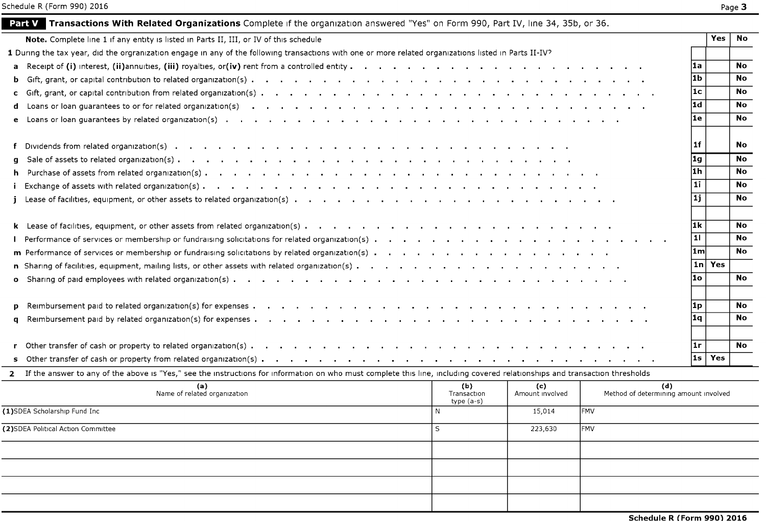## Part V Transactions With Related Organizations

Complete if the organization answered "Yes" on Form 990, Part IV, line 34, 35b, or 36.

**Note.** Complete line 1 if any entity is listed in Parts II, III, or IV of this schedule

**1** During the tax year, did the orgranization engage in any of the following transactions with one or more related organizations listed in Parts II-IV?

| | | | Yes | No |
|---|---|---|---|---|
| a | Receipt of (i) interest, (ii)annuities, (iii) royalties, or(iv) rent from a controlled entity | 1a | | No |
| b | Gift, grant, or capital contribution to related organization(s) | 1b | | No |
| c | Gift, grant, or capital contribution from related organization(s) | 1c | | No |
| d | Loans or loan guarantees to or for related organization(s) | 1d | | No |
| e | Loans or loan guarantees by related organization(s) | 1e | | No |
| f | Dividends from related organization(s) | 1f | | No |
| g | Sale of assets to related organization(s) | 1g | | No |
| h | Purchase of assets from related organization(s) | 1h | | No |
| i | Exchange of assets with related organization(s) | 1i | | No |
| j | Lease of facilities, equipment, or other assets to related organization(s) | 1j | | No |
| k | Lease of facilities, equipment, or other assets from related organization(s) | 1k | | No |
| l | Performance of services or membership or fundraising solicitations for related organization(s) | 1l | | No |
| m | Performance of services or membership or fundraising solicitations by related organization(s) | 1m | | No |
| n | Sharing of facilities, equipment, mailing lists, or other assets with related organization(s) | 1n | Yes | |
| o | Sharing of paid employees with related organization(s) | 1o | | No |
| p | Reimbursement paid to related organization(s) for expenses | 1p | | No |
| q | Reimbursement paid by related organization(s) for expenses | 1q | | No |
| r | Other transfer of cash or property to related organization(s) | 1r | | No |
| s | Other transfer of cash or property from related organization(s) | 1s | Yes | |

**2** If the answer to any of the above is "Yes," see the instructions for information on who must complete this line, including covered relationships and transaction thresholds

| (a) Name of related organization | (b) Transaction type (a-s) | (c) Amount involved | (d) Method of determining amount involved |
|---|---|---|---|
| (1)SDEA Scholarship Fund Inc | N | 15,014 | FMV |
| (2)SDEA Political Action Committee | S | 223,630 | FMV |
| | | | |
| | | | |
| | | | |
| | | | |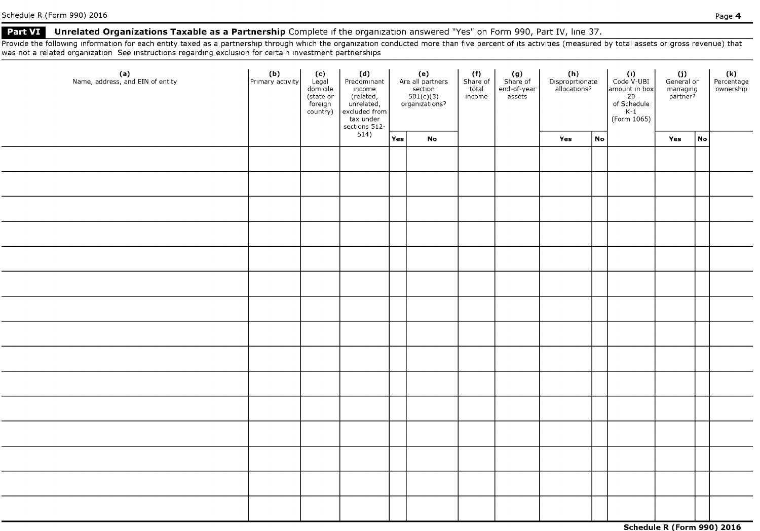**Part VI** **Unrelated Organizations Taxable as a Partnership** Complete if the organization answered "Yes" on Form 990, Part IV, line 37.

Provide the following information for each entity taxed as a partnership through which the organization conducted more than five percent of its activities (measured by total assets or gross revenue) that was not a related organization See instructions regarding exclusion for certain investment partnerships

| (a) Name, address, and EIN of entity | (b) Primary activity | (c) Legal domicile (state or foreign country) | (d) Predominant income (related, unrelated, excluded from tax under sections 512-514) | (e) Are all partners section 501(c)(3) organizations? | | (f) Share of total income | (g) Share of end-of-year assets | (h) Disproprtionate allocations? | | (i) Code V-UBI amount in box 20 of Schedule K-1 (Form 1065) | (j) General or managing partner? | | (k) Percentage ownership |
|---|---|---|---|---|---|---|---|---|---|---|---|---|---|
| | | | | Yes | No | | | Yes | No | | Yes | No | |
| | | | | | | | | | | | | | |
| | | | | | | | | | | | | | |
| | | | | | | | | | | | | | |
| | | | | | | | | | | | | | |
| | | | | | | | | | | | | | |
| | | | | | | | | | | | | | |
| | | | | | | | | | | | | | |
| | | | | | | | | | | | | | |
| | | | | | | | | | | | | | |
| | | | | | | | | | | | | | |
| | | | | | | | | | | | | | |
| | | | | | | | | | | | | | |
| | | | | | | | | | | | | | |
| | | | | | | | | | | | | | |
| | | | | | | | | | | | | | |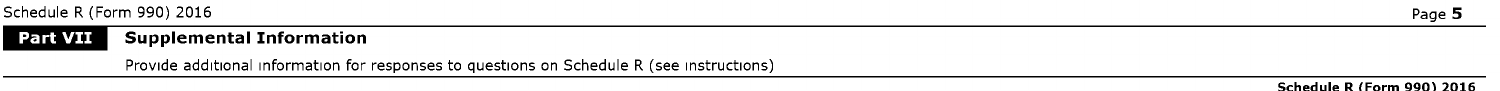## Part VII Supplemental Information

Provide additional information for responses to questions on Schedule R (see instructions)